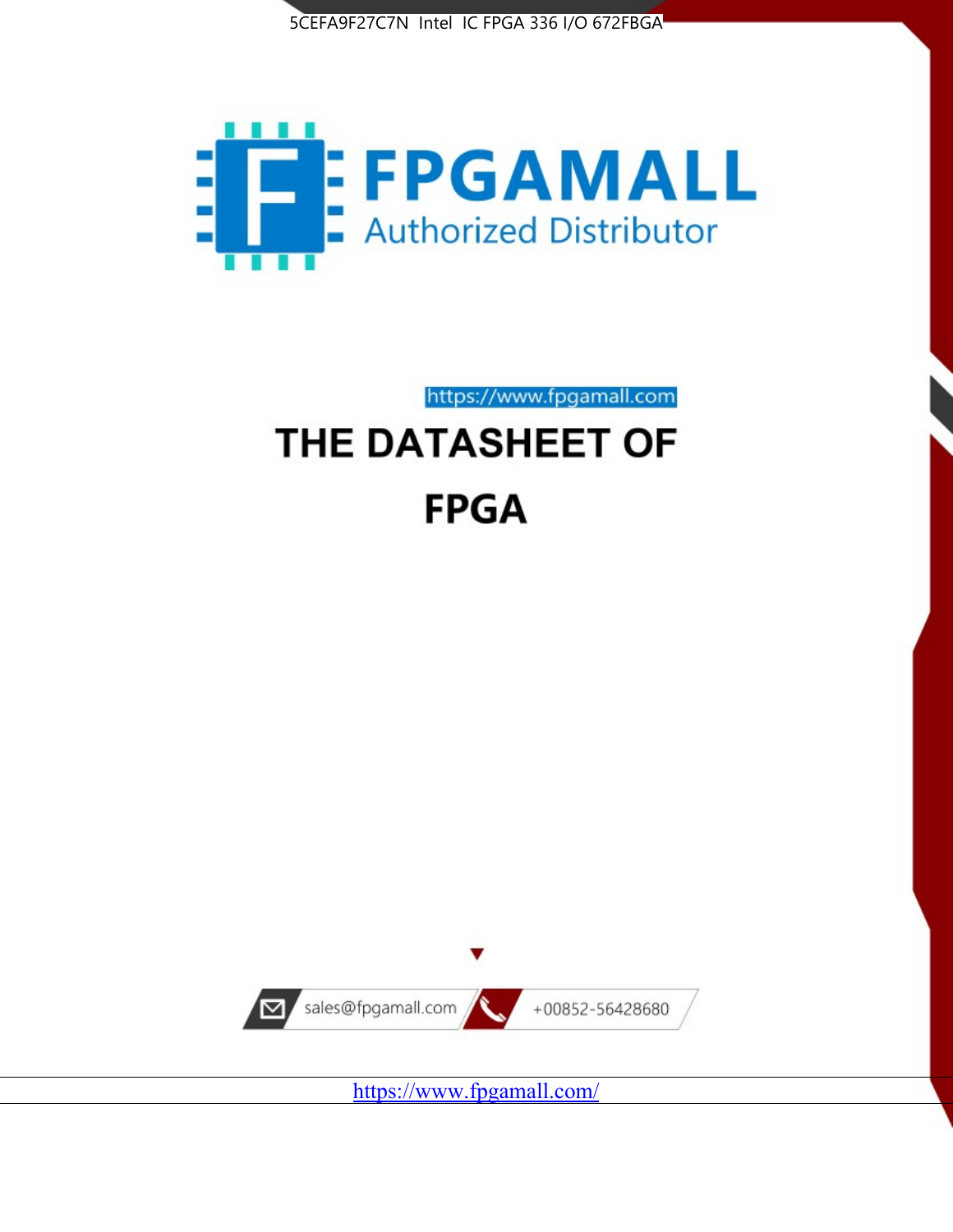5CEFA9F27C7N Intel IC FPGA 336 I/O 672FBGA

FPGAMALL

Authorized Distributor

https://www.fpgamall.com

# THE DATASHEET OF

# FPGA

sales@fpgamall.com

+00852-56428680

https://www.fpgamall.com/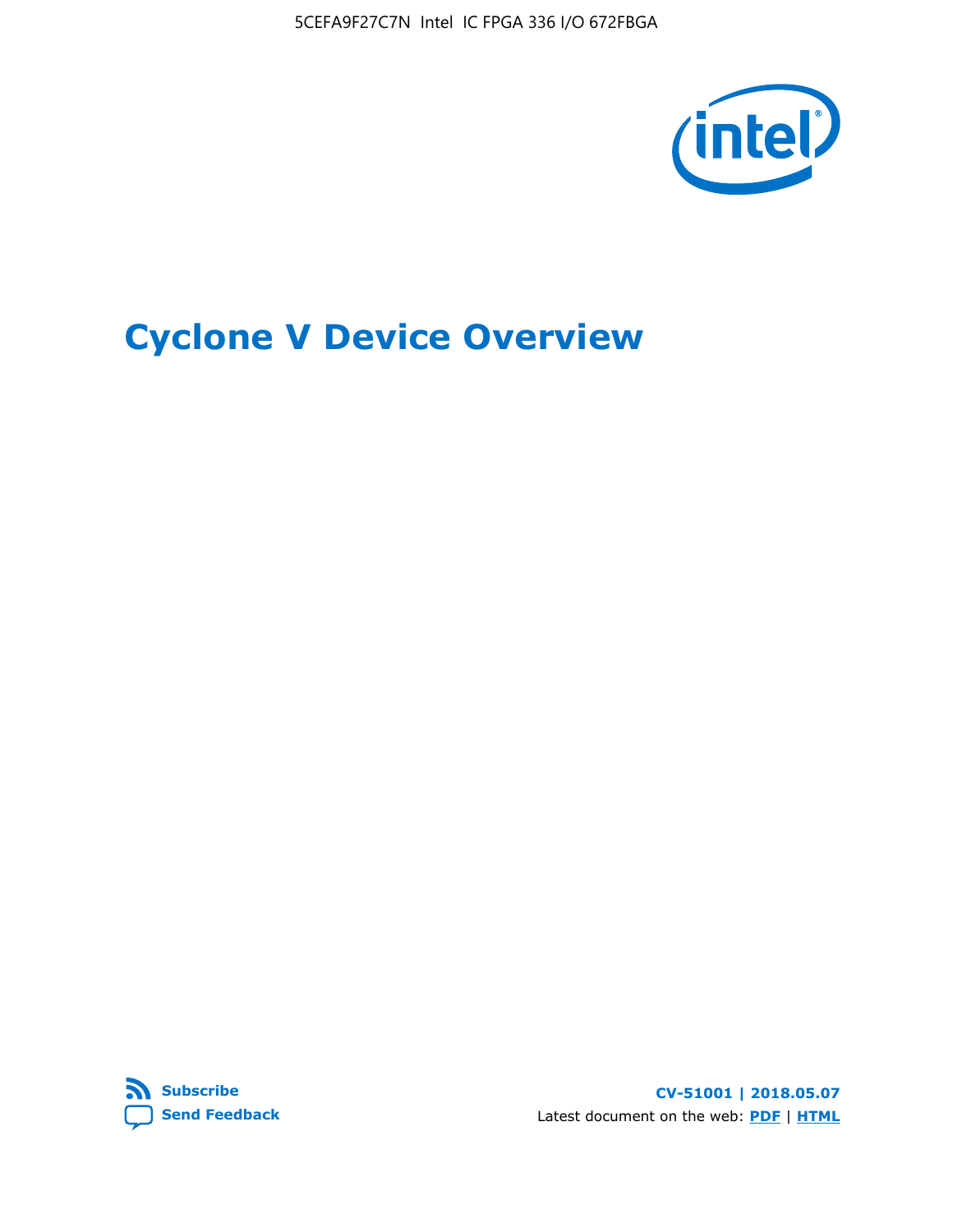# Cyclone V Device Overview

Subscribe

Send Feedback

CV-51001 | 2018.05.07

Latest document on the web: PDF | HTML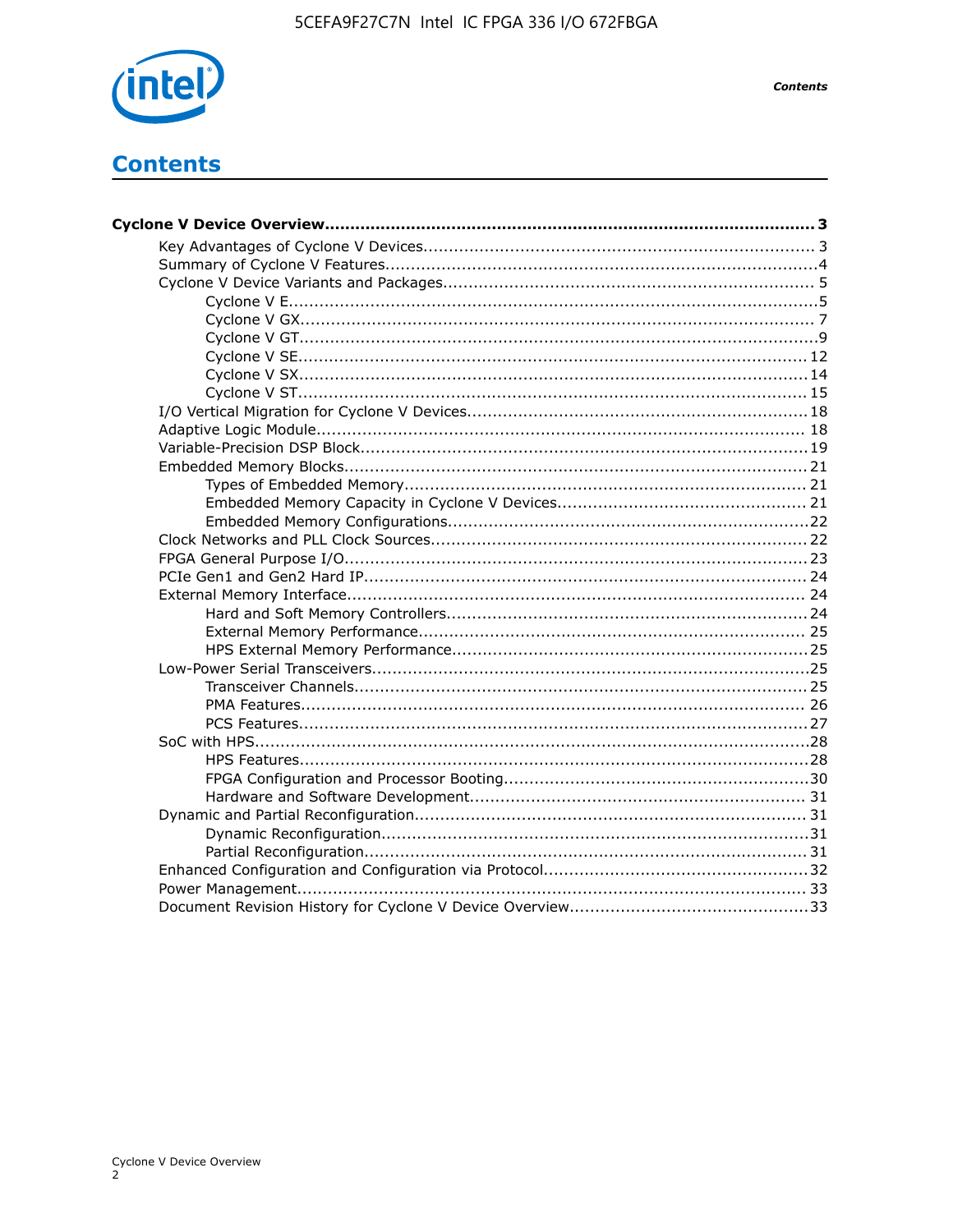# Contents

**Cyclone V Device Overview ... 3**

- Key Advantages of Cyclone V Devices ... 3
- Summary of Cyclone V Features ... 4
- Cyclone V Device Variants and Packages ... 5
  - Cyclone V E ... 5
  - Cyclone V GX ... 7
  - Cyclone V GT ... 9
  - Cyclone V SE ... 12
  - Cyclone V SX ... 14
  - Cyclone V ST ... 15
- I/O Vertical Migration for Cyclone V Devices ... 18
- Adaptive Logic Module ... 18
- Variable-Precision DSP Block ... 19
- Embedded Memory Blocks ... 21
  - Types of Embedded Memory ... 21
  - Embedded Memory Capacity in Cyclone V Devices ... 21
  - Embedded Memory Configurations ... 22
- Clock Networks and PLL Clock Sources ... 22
- FPGA General Purpose I/O ... 23
- PCIe Gen1 and Gen2 Hard IP ... 24
- External Memory Interface ... 24
  - Hard and Soft Memory Controllers ... 24
  - External Memory Performance ... 25
  - HPS External Memory Performance ... 25
- Low-Power Serial Transceivers ... 25
  - Transceiver Channels ... 25
  - PMA Features ... 26
  - PCS Features ... 27
- SoC with HPS ... 28
  - HPS Features ... 28
  - FPGA Configuration and Processor Booting ... 30
  - Hardware and Software Development ... 31
- Dynamic and Partial Reconfiguration ... 31
  - Dynamic Reconfiguration ... 31
  - Partial Reconfiguration ... 31
- Enhanced Configuration and Configuration via Protocol ... 32
- Power Management ... 33
- Document Revision History for Cyclone V Device Overview ... 33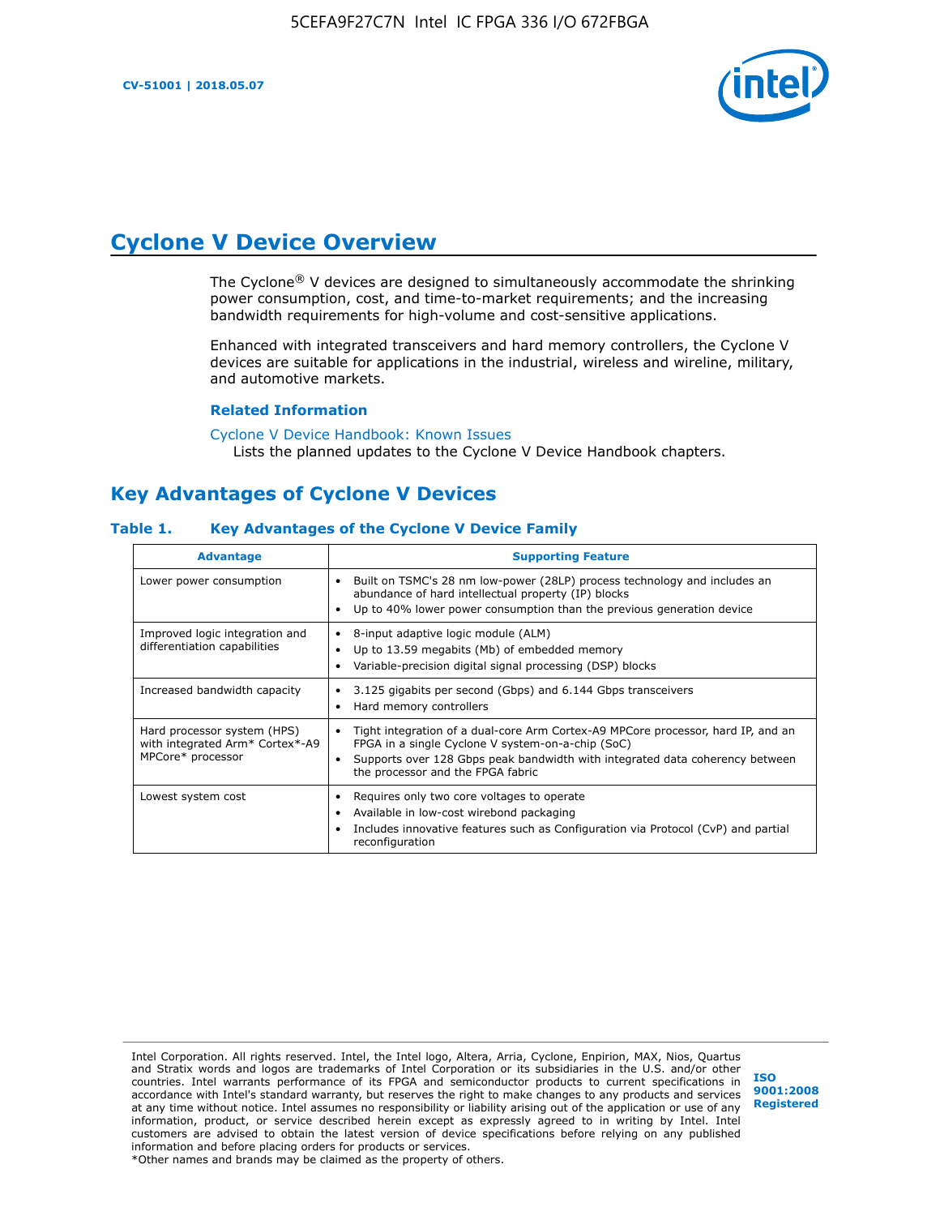# Cyclone V Device Overview

The Cyclone® V devices are designed to simultaneously accommodate the shrinking power consumption, cost, and time-to-market requirements; and the increasing bandwidth requirements for high-volume and cost-sensitive applications.

Enhanced with integrated transceivers and hard memory controllers, the Cyclone V devices are suitable for applications in the industrial, wireless and wireline, military, and automotive markets.

### Related Information

Cyclone V Device Handbook: Known Issues
Lists the planned updates to the Cyclone V Device Handbook chapters.

## Key Advantages of Cyclone V Devices

### Table 1. Key Advantages of the Cyclone V Device Family

| Advantage | Supporting Feature |
| --- | --- |
| Lower power consumption | • Built on TSMC's 28 nm low-power (28LP) process technology and includes an abundance of hard intellectual property (IP) blocks<br>• Up to 40% lower power consumption than the previous generation device |
| Improved logic integration and differentiation capabilities | • 8-input adaptive logic module (ALM)<br>• Up to 13.59 megabits (Mb) of embedded memory<br>• Variable-precision digital signal processing (DSP) blocks |
| Increased bandwidth capacity | • 3.125 gigabits per second (Gbps) and 6.144 Gbps transceivers<br>• Hard memory controllers |
| Hard processor system (HPS) with integrated Arm* Cortex*-A9 MPCore* processor | • Tight integration of a dual-core Arm Cortex-A9 MPCore processor, hard IP, and an FPGA in a single Cyclone V system-on-a-chip (SoC)<br>• Supports over 128 Gbps peak bandwidth with integrated data coherency between the processor and the FPGA fabric |
| Lowest system cost | • Requires only two core voltages to operate<br>• Available in low-cost wirebond packaging<br>• Includes innovative features such as Configuration via Protocol (CvP) and partial reconfiguration |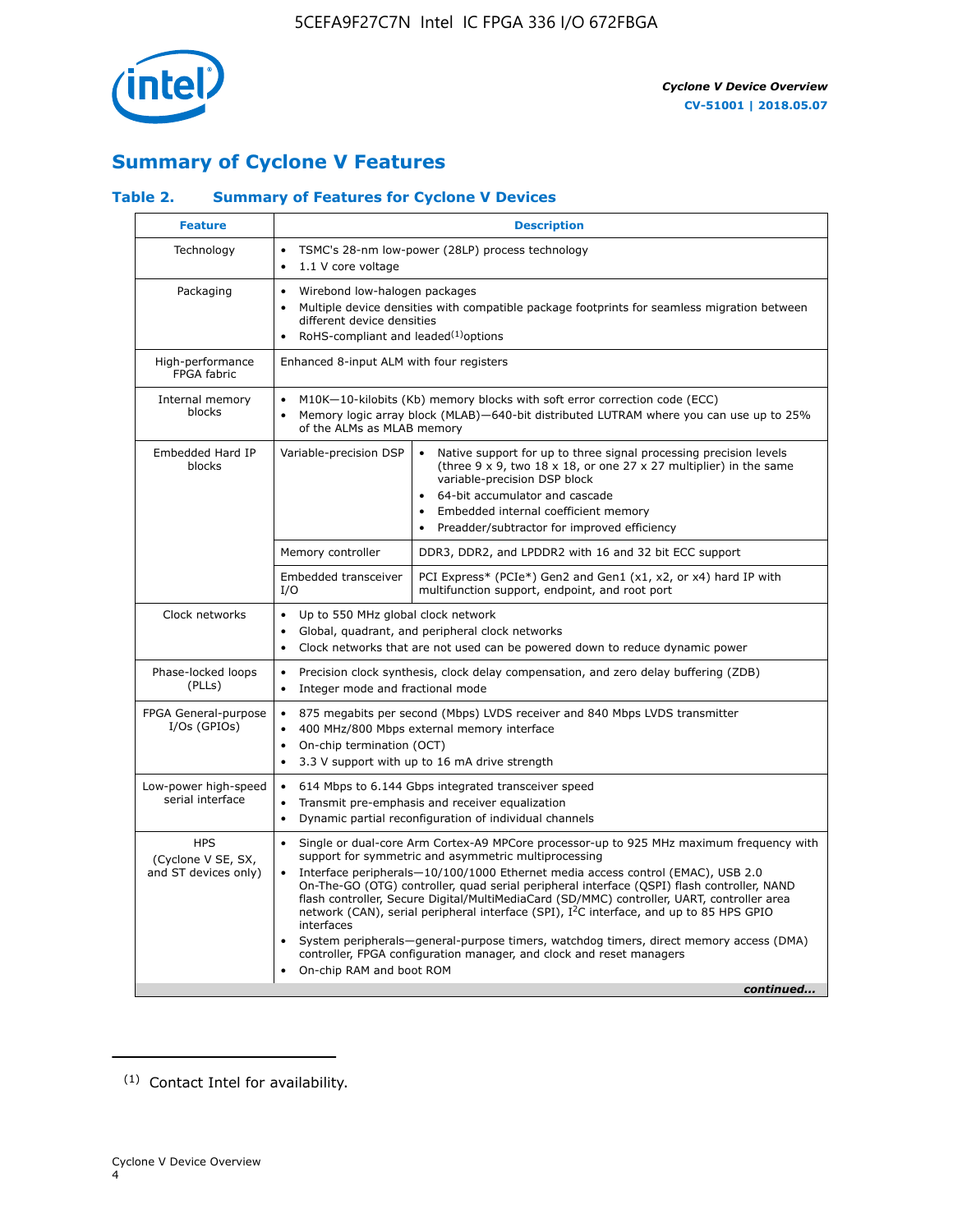## Summary of Cyclone V Features

### Table 2. Summary of Features for Cyclone V Devices

| Feature | Description | |
|---|---|---|
| Technology | • TSMC's 28-nm low-power (28LP) process technology<br>• 1.1 V core voltage | |
| Packaging | • Wirebond low-halogen packages<br>• Multiple device densities with compatible package footprints for seamless migration between different device densities<br>• RoHS-compliant and leaded[(1)] options | |
| High-performance FPGA fabric | Enhanced 8-input ALM with four registers | |
| Internal memory blocks | • M10K—10-kilobits (Kb) memory blocks with soft error correction code (ECC)<br>• Memory logic array block (MLAB)—640-bit distributed LUTRAM where you can use up to 25% of the ALMs as MLAB memory | |
| Embedded Hard IP blocks | Variable-precision DSP | • Native support for up to three signal processing precision levels (three 9 x 9, two 18 x 18, or one 27 x 27 multiplier) in the same variable-precision DSP block<br>• 64-bit accumulator and cascade<br>• Embedded internal coefficient memory<br>• Preadder/subtractor for improved efficiency |
| | Memory controller | DDR3, DDR2, and LPDDR2 with 16 and 32 bit ECC support |
| | Embedded transceiver I/O | PCI Express* (PCIe*) Gen2 and Gen1 (x1, x2, or x4) hard IP with multifunction support, endpoint, and root port |
| Clock networks | • Up to 550 MHz global clock network<br>• Global, quadrant, and peripheral clock networks<br>• Clock networks that are not used can be powered down to reduce dynamic power | |
| Phase-locked loops (PLLs) | • Precision clock synthesis, clock delay compensation, and zero delay buffering (ZDB)<br>• Integer mode and fractional mode | |
| FPGA General-purpose I/Os (GPIOs) | • 875 megabits per second (Mbps) LVDS receiver and 840 Mbps LVDS transmitter<br>• 400 MHz/800 Mbps external memory interface<br>• On-chip termination (OCT)<br>• 3.3 V support with up to 16 mA drive strength | |
| Low-power high-speed serial interface | • 614 Mbps to 6.144 Gbps integrated transceiver speed<br>• Transmit pre-emphasis and receiver equalization<br>• Dynamic partial reconfiguration of individual channels | |
| HPS (Cyclone V SE, SX, and ST devices only) | • Single or dual-core Arm Cortex-A9 MPCore processor-up to 925 MHz maximum frequency with support for symmetric and asymmetric multiprocessing<br>• Interface peripherals—10/100/1000 Ethernet media access control (EMAC), USB 2.0 On-The-GO (OTG) controller, quad serial peripheral interface (QSPI) flash controller, NAND flash controller, Secure Digital/MultiMediaCard (SD/MMC) controller, UART, controller area network (CAN), serial peripheral interface (SPI), I²C interface, and up to 85 HPS GPIO interfaces<br>• System peripherals—general-purpose timers, watchdog timers, direct memory access (DMA) controller, FPGA configuration manager, and clock and reset managers<br>• On-chip RAM and boot ROM | |

*continued...*

(1) Contact Intel for availability.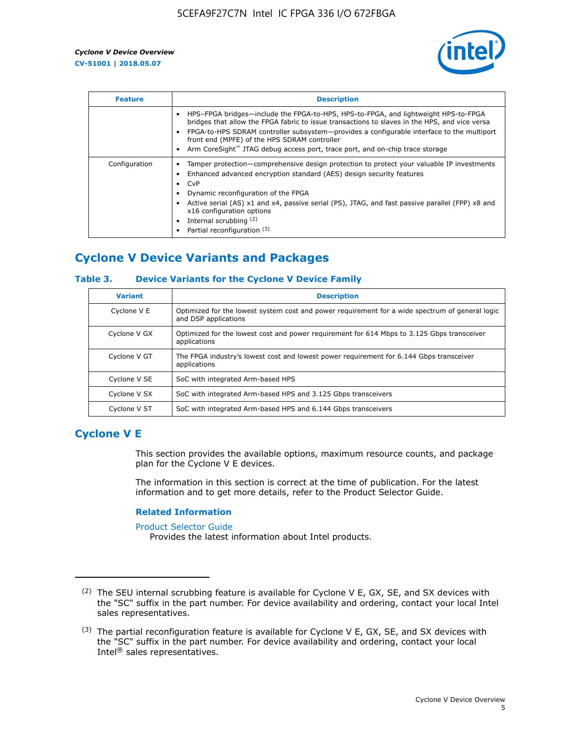| Feature | Description |
| --- | --- |
| | • HPS–FPGA bridges—include the FPGA-to-HPS, HPS-to-FPGA, and lightweight HPS-to-FPGA bridges that allow the FPGA fabric to issue transactions to slaves in the HPS, and vice versa<br>• FPGA-to-HPS SDRAM controller subsystem—provides a configurable interface to the multiport front end (MPFE) of the HPS SDRAM controller<br>• Arm CoreSight™ JTAG debug access port, trace port, and on-chip trace storage |
| Configuration | • Tamper protection—comprehensive design protection to protect your valuable IP investments<br>• Enhanced advanced encryption standard (AES) design security features<br>• CvP<br>• Dynamic reconfiguration of the FPGA<br>• Active serial (AS) x1 and x4, passive serial (PS), JTAG, and fast passive parallel (FPP) x8 and x16 configuration options<br>• Internal scrubbing [(2)]<br>• Partial reconfiguration [(3)] |

## Cyclone V Device Variants and Packages

### Table 3. Device Variants for the Cyclone V Device Family

| Variant | Description |
| --- | --- |
| Cyclone V E | Optimized for the lowest system cost and power requirement for a wide spectrum of general logic and DSP applications |
| Cyclone V GX | Optimized for the lowest cost and power requirement for 614 Mbps to 3.125 Gbps transceiver applications |
| Cyclone V GT | The FPGA industry's lowest cost and lowest power requirement for 6.144 Gbps transceiver applications |
| Cyclone V SE | SoC with integrated Arm-based HPS |
| Cyclone V SX | SoC with integrated Arm-based HPS and 3.125 Gbps transceivers |
| Cyclone V ST | SoC with integrated Arm-based HPS and 6.144 Gbps transceivers |

## Cyclone V E

This section provides the available options, maximum resource counts, and package plan for the Cyclone V E devices.

The information in this section is correct at the time of publication. For the latest information and to get more details, refer to the Product Selector Guide.

#### Related Information

Product Selector Guide
Provides the latest information about Intel products.

---

(2) The SEU internal scrubbing feature is available for Cyclone V E, GX, SE, and SX devices with the "SC" suffix in the part number. For device availability and ordering, contact your local Intel sales representatives.

(3) The partial reconfiguration feature is available for Cyclone V E, GX, SE, and SX devices with the "SC" suffix in the part number. For device availability and ordering, contact your local Intel® sales representatives.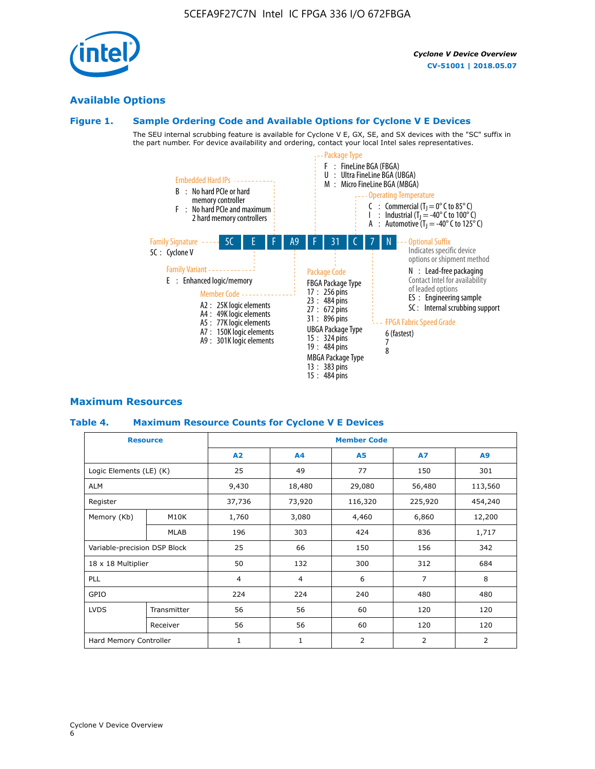## Available Options

### Figure 1. Sample Ordering Code and Available Options for Cyclone V E Devices

The SEU internal scrubbing feature is available for Cyclone V E, GX, SE, and SX devices with the "SC" suffix in the part number. For device availability and ordering, contact your local Intel sales representatives.

**5C E F A9 F 31 C 7 N**

**Family Signature**
- 5C : Cyclone V

**Family Variant**
- E : Enhanced logic/memory

**Embedded Hard IPs**
- B : No hard PCIe or hard memory controller
- F : No hard PCIe and maximum 2 hard memory controllers

**Member Code**
- A2 : 25K logic elements
- A4 : 49K logic elements
- A5 : 77K logic elements
- A7 : 150K logic elements
- A9 : 301K logic elements

**Package Type**
- F : FineLine BGA (FBGA)
- U : Ultra FineLine BGA (UBGA)
- M : Micro FineLine BGA (MBGA)

**Package Code**

FBGA Package Type
- 17 : 256 pins
- 23 : 484 pins
- 27 : 672 pins
- 31 : 896 pins

UBGA Package Type
- 15 : 324 pins
- 19 : 484 pins

MBGA Package Type
- 13 : 383 pins
- 15 : 484 pins

**Operating Temperature**
- C : Commercial ($T_J$ = 0° C to 85° C)
- I : Industrial ($T_J$ = -40° C to 100° C)
- A : Automotive ($T_J$ = -40° C to 125° C)

**FPGA Fabric Speed Grade**
- 6 (fastest)
- 7
- 8

**Optional Suffix**

Indicates specific device options or shipment method
- N : Lead-free packaging
  Contact Intel for availability of leaded options
- ES : Engineering sample
- SC : Internal scrubbing support

## Maximum Resources

### Table 4. Maximum Resource Counts for Cyclone V E Devices

| Resource | | Member Code | | | | |
|---|---|---|---|---|---|---|
| | | A2 | A4 | A5 | A7 | A9 |
| Logic Elements (LE) (K) | | 25 | 49 | 77 | 150 | 301 |
| ALM | | 9,430 | 18,480 | 29,080 | 56,480 | 113,560 |
| Register | | 37,736 | 73,920 | 116,320 | 225,920 | 454,240 |
| Memory (Kb) | M10K | 1,760 | 3,080 | 4,460 | 6,860 | 12,200 |
| | MLAB | 196 | 303 | 424 | 836 | 1,717 |
| Variable-precision DSP Block | | 25 | 66 | 150 | 156 | 342 |
| 18 x 18 Multiplier | | 50 | 132 | 300 | 312 | 684 |
| PLL | | 4 | 4 | 6 | 7 | 8 |
| GPIO | | 224 | 224 | 240 | 480 | 480 |
| LVDS | Transmitter | 56 | 56 | 60 | 120 | 120 |
| | Receiver | 56 | 56 | 60 | 120 | 120 |
| Hard Memory Controller | | 1 | 1 | 2 | 2 | 2 |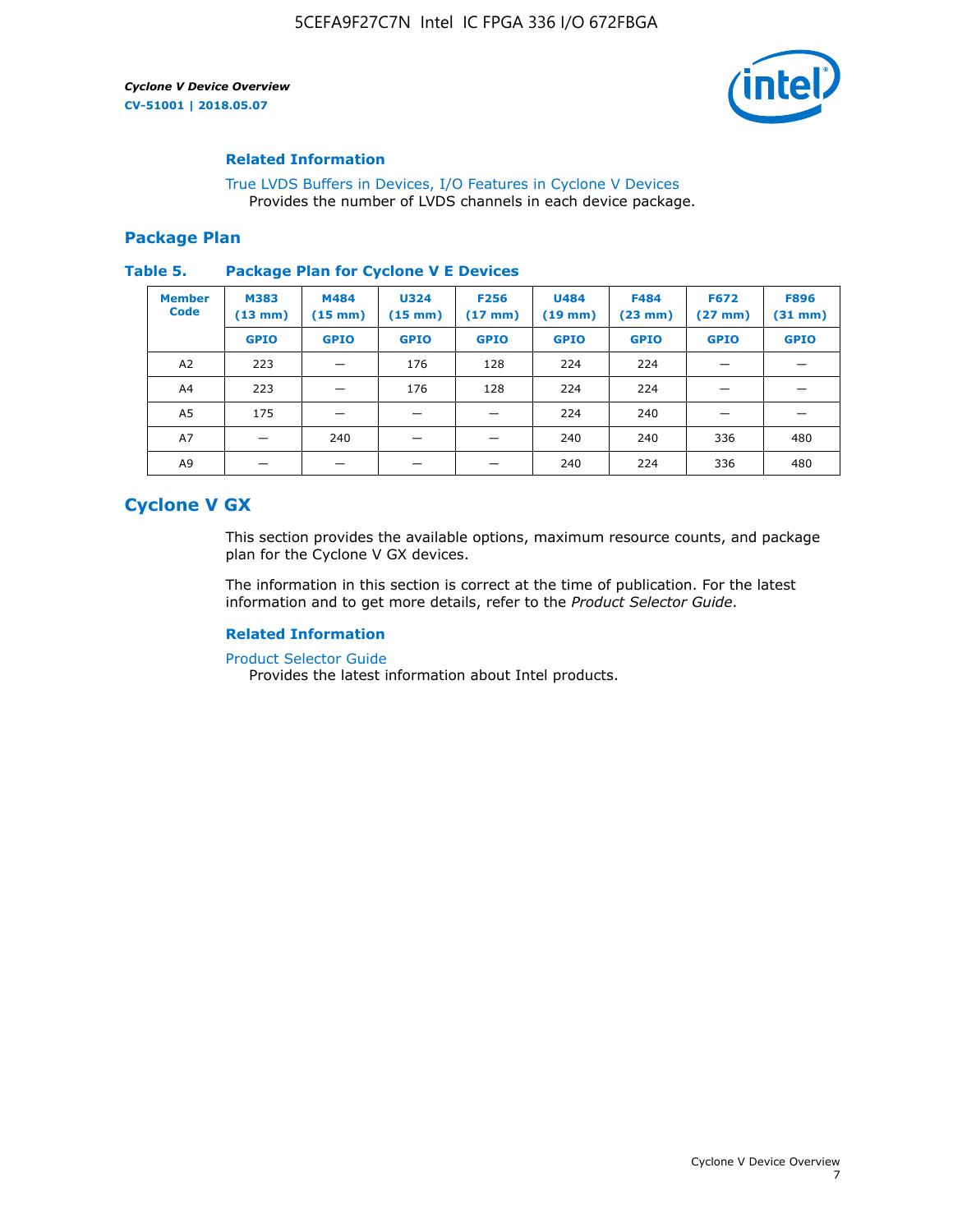### Related Information

True LVDS Buffers in Devices, I/O Features in Cyclone V Devices
Provides the number of LVDS channels in each device package.

## Package Plan

**Table 5. Package Plan for Cyclone V E Devices**

| Member Code | M383 (13 mm) | M484 (15 mm) | U324 (15 mm) | F256 (17 mm) | U484 (19 mm) | F484 (23 mm) | F672 (27 mm) | F896 (31 mm) |
|---|---|---|---|---|---|---|---|---|
| | GPIO | GPIO | GPIO | GPIO | GPIO | GPIO | GPIO | GPIO |
| A2 | 223 | — | 176 | 128 | 224 | 224 | — | — |
| A4 | 223 | — | 176 | 128 | 224 | 224 | — | — |
| A5 | 175 | — | — | — | 224 | 240 | — | — |
| A7 | — | 240 | — | — | 240 | 240 | 336 | 480 |
| A9 | — | — | — | — | 240 | 224 | 336 | 480 |

## Cyclone V GX

This section provides the available options, maximum resource counts, and package plan for the Cyclone V GX devices.

The information in this section is correct at the time of publication. For the latest information and to get more details, refer to the *Product Selector Guide*.

### Related Information

Product Selector Guide
Provides the latest information about Intel products.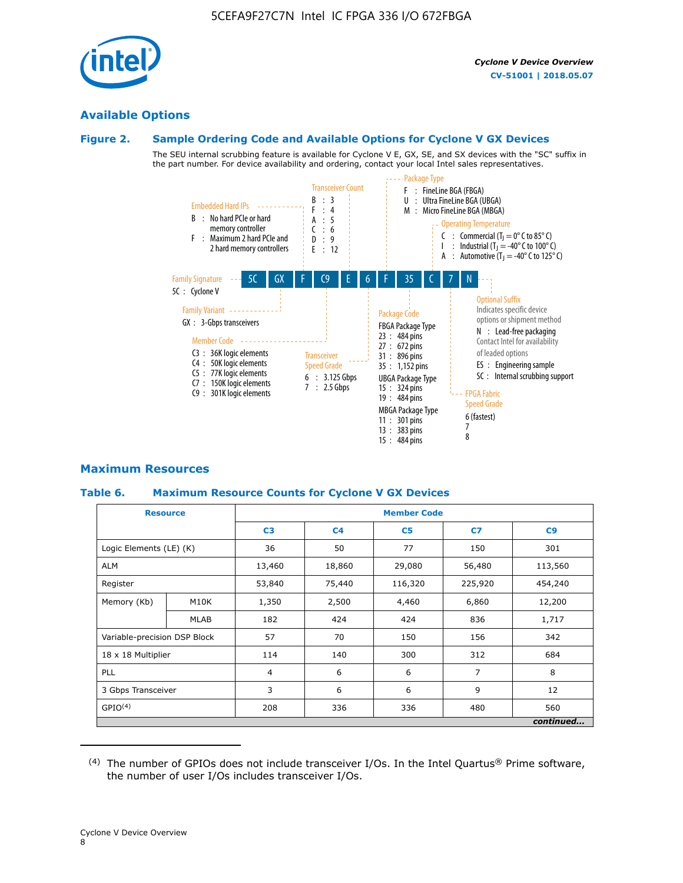## Available Options

### Figure 2. Sample Ordering Code and Available Options for Cyclone V GX Devices

The SEU internal scrubbing feature is available for Cyclone V E, GX, SE, and SX devices with the "SC" suffix in the part number. For device availability and ordering, contact your local Intel sales representatives.

**Sample ordering code:** 5C GX F C9 E 6 F 35 C 7 N

**Family Signature**
- 5C : Cyclone V

**Family Variant**
- GX : 3-Gbps transceivers

**Embedded Hard IPs**
- B : No hard PCIe or hard memory controller
- F : Maximum 2 hard PCIe and 2 hard memory controllers

**Member Code**
- C3 : 36K logic elements
- C4 : 50K logic elements
- C5 : 77K logic elements
- C7 : 150K logic elements
- C9 : 301K logic elements

**Transceiver Count**
- B : 3
- F : 4
- A : 5
- C : 6
- D : 9
- E : 12

**Transceiver Speed Grade**
- 6 : 3.125 Gbps
- 7 : 2.5 Gbps

**Package Type**
- F : FineLine BGA (FBGA)
- U : Ultra FineLine BGA (UBGA)
- M : Micro FineLine BGA (MBGA)

**Package Code**
- FBGA Package Type
  - 23 : 484 pins
  - 27 : 672 pins
  - 31 : 896 pins
  - 35 : 1,152 pins
- UBGA Package Type
  - 15 : 324 pins
  - 19 : 484 pins
- MBGA Package Type
  - 11 : 301 pins
  - 13 : 383 pins
  - 15 : 484 pins

**Operating Temperature**
- C : Commercial ($T_J$ = 0° C to 85° C)
- I : Industrial ($T_J$ = -40° C to 100° C)
- A : Automotive ($T_J$ = -40° C to 125° C)

**FPGA Fabric Speed Grade**
- 6 (fastest)
- 7
- 8

**Optional Suffix**
Indicates specific device options or shipment method
- N : Lead-free packaging
  Contact Intel for availability of leaded options
- ES : Engineering sample
- SC : Internal scrubbing support

## Maximum Resources

### Table 6. Maximum Resource Counts for Cyclone V GX Devices

| Resource | | Member Code | | | | |
|---|---|---|---|---|---|---|
| | | C3 | C4 | C5 | C7 | C9 |
| Logic Elements (LE) (K) | | 36 | 50 | 77 | 150 | 301 |
| ALM | | 13,460 | 18,860 | 29,080 | 56,480 | 113,560 |
| Register | | 53,840 | 75,440 | 116,320 | 225,920 | 454,240 |
| Memory (Kb) | M10K | 1,350 | 2,500 | 4,460 | 6,860 | 12,200 |
| | MLAB | 182 | 424 | 424 | 836 | 1,717 |
| Variable-precision DSP Block | | 57 | 70 | 150 | 156 | 342 |
| 18 x 18 Multiplier | | 114 | 140 | 300 | 312 | 684 |
| PLL | | 4 | 6 | 6 | 7 | 8 |
| 3 Gbps Transceiver | | 3 | 6 | 6 | 9 | 12 |
| GPIO[4] | | 208 | 336 | 336 | 480 | 560 |

*continued...*

(4) The number of GPIOs does not include transceiver I/Os. In the Intel Quartus® Prime software, the number of user I/Os includes transceiver I/Os.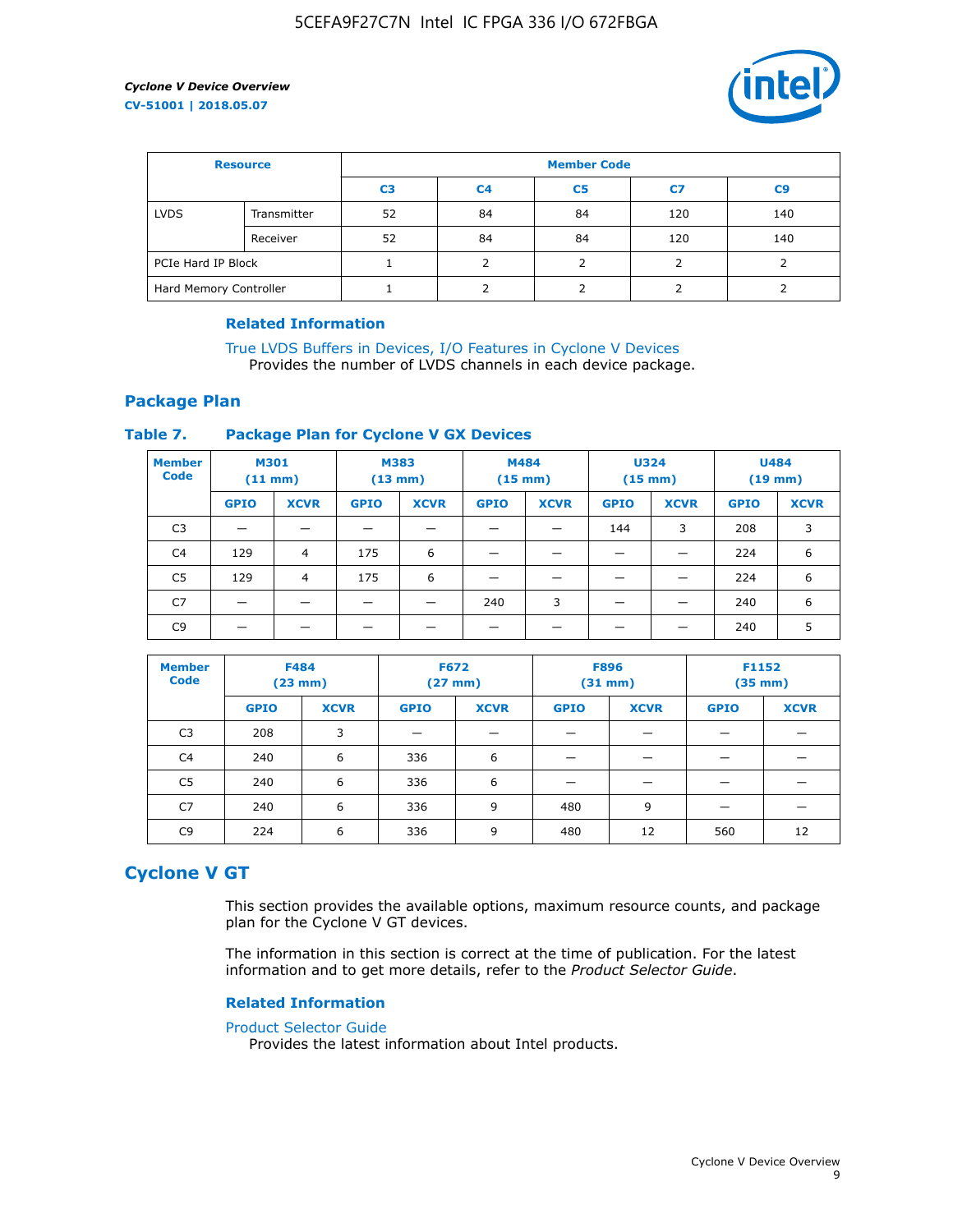| Resource | | Member Code | | | | |
|---|---|---|---|---|---|---|
| | | C3 | C4 | C5 | C7 | C9 |
| LVDS | Transmitter | 52 | 84 | 84 | 120 | 140 |
| | Receiver | 52 | 84 | 84 | 120 | 140 |
| PCIe Hard IP Block | | 1 | 2 | 2 | 2 | 2 |
| Hard Memory Controller | | 1 | 2 | 2 | 2 | 2 |

#### Related Information

True LVDS Buffers in Devices, I/O Features in Cyclone V Devices
Provides the number of LVDS channels in each device package.

## Package Plan

### Table 7. Package Plan for Cyclone V GX Devices

| Member Code | M301 (11 mm) | | M383 (13 mm) | | M484 (15 mm) | | U324 (15 mm) | | U484 (19 mm) | |
|---|---|---|---|---|---|---|---|---|---|---|
| | GPIO | XCVR | GPIO | XCVR | GPIO | XCVR | GPIO | XCVR | GPIO | XCVR |
| C3 | — | — | — | — | — | — | 144 | 3 | 208 | 3 |
| C4 | 129 | 4 | 175 | 6 | — | — | — | — | 224 | 6 |
| C5 | 129 | 4 | 175 | 6 | — | — | — | — | 224 | 6 |
| C7 | — | — | — | — | 240 | 3 | — | — | 240 | 6 |
| C9 | — | — | — | — | — | — | — | — | 240 | 5 |

| Member Code | F484 (23 mm) | | F672 (27 mm) | | F896 (31 mm) | | F1152 (35 mm) | |
|---|---|---|---|---|---|---|---|---|
| | GPIO | XCVR | GPIO | XCVR | GPIO | XCVR | GPIO | XCVR |
| C3 | 208 | 3 | — | — | — | — | — | — |
| C4 | 240 | 6 | 336 | 6 | — | — | — | — |
| C5 | 240 | 6 | 336 | 6 | — | — | — | — |
| C7 | 240 | 6 | 336 | 9 | 480 | 9 | — | — |
| C9 | 224 | 6 | 336 | 9 | 480 | 12 | 560 | 12 |

# Cyclone V GT

This section provides the available options, maximum resource counts, and package plan for the Cyclone V GT devices.

The information in this section is correct at the time of publication. For the latest information and to get more details, refer to the *Product Selector Guide*.

#### Related Information

Product Selector Guide
Provides the latest information about Intel products.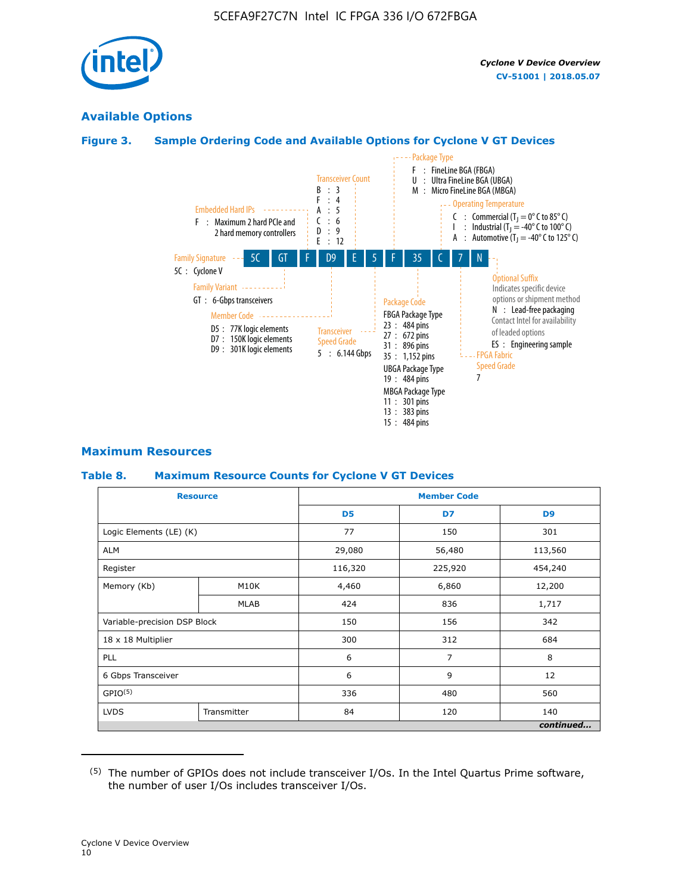## Available Options

### Figure 3. Sample Ordering Code and Available Options for Cyclone V GT Devices

**Ordering code:** 5C GT F D9 E 5 F 35 C 7 N

- **Family Signature**
  - 5C : Cyclone V
- **Family Variant**
  - GT : 6-Gbps transceivers
- **Embedded Hard IPs**
  - F : Maximum 2 hard PCIe and 2 hard memory controllers
- **Member Code**
  - D5 : 77K logic elements
  - D7 : 150K logic elements
  - D9 : 301K logic elements
- **Transceiver Count**
  - B : 3
  - F : 4
  - A : 5
  - C : 6
  - D : 9
  - E : 12
- **Transceiver Speed Grade**
  - 5 : 6.144 Gbps
- **Package Type**
  - F : FineLine BGA (FBGA)
  - U : Ultra FineLine BGA (UBGA)
  - M : Micro FineLine BGA (MBGA)
- **Package Code**
  - FBGA Package Type
    - 23 : 484 pins
    - 27 : 672 pins
    - 31 : 896 pins
    - 35 : 1,152 pins
  - UBGA Package Type
    - 19 : 484 pins
  - MBGA Package Type
    - 11 : 301 pins
    - 13 : 383 pins
    - 15 : 484 pins
- **Operating Temperature**
  - C : Commercial ($T_J$ = 0° C to 85° C)
  - I : Industrial ($T_J$ = -40° C to 100° C)
  - A : Automotive ($T_J$ = -40° C to 125° C)
- **FPGA Fabric Speed Grade**
  - 7
- **Optional Suffix**
  - Indicates specific device options or shipment method
  - N : Lead-free packaging
  - Contact Intel for availability of leaded options
  - ES : Engineering sample

## Maximum Resources

### Table 8. Maximum Resource Counts for Cyclone V GT Devices

| Resource | | Member Code | | |
|---|---|---|---|---|
| | | D5 | D7 | D9 |
| Logic Elements (LE) (K) | | 77 | 150 | 301 |
| ALM | | 29,080 | 56,480 | 113,560 |
| Register | | 116,320 | 225,920 | 454,240 |
| Memory (Kb) | M10K | 4,460 | 6,860 | 12,200 |
| | MLAB | 424 | 836 | 1,717 |
| Variable-precision DSP Block | | 150 | 156 | 342 |
| 18 x 18 Multiplier | | 300 | 312 | 684 |
| PLL | | 6 | 7 | 8 |
| 6 Gbps Transceiver | | 6 | 9 | 12 |
| GPIO[5] | | 336 | 480 | 560 |
| LVDS | Transmitter | 84 | 120 | 140 |

*continued...*

[5] The number of GPIOs does not include transceiver I/Os. In the Intel Quartus Prime software, the number of user I/Os includes transceiver I/Os.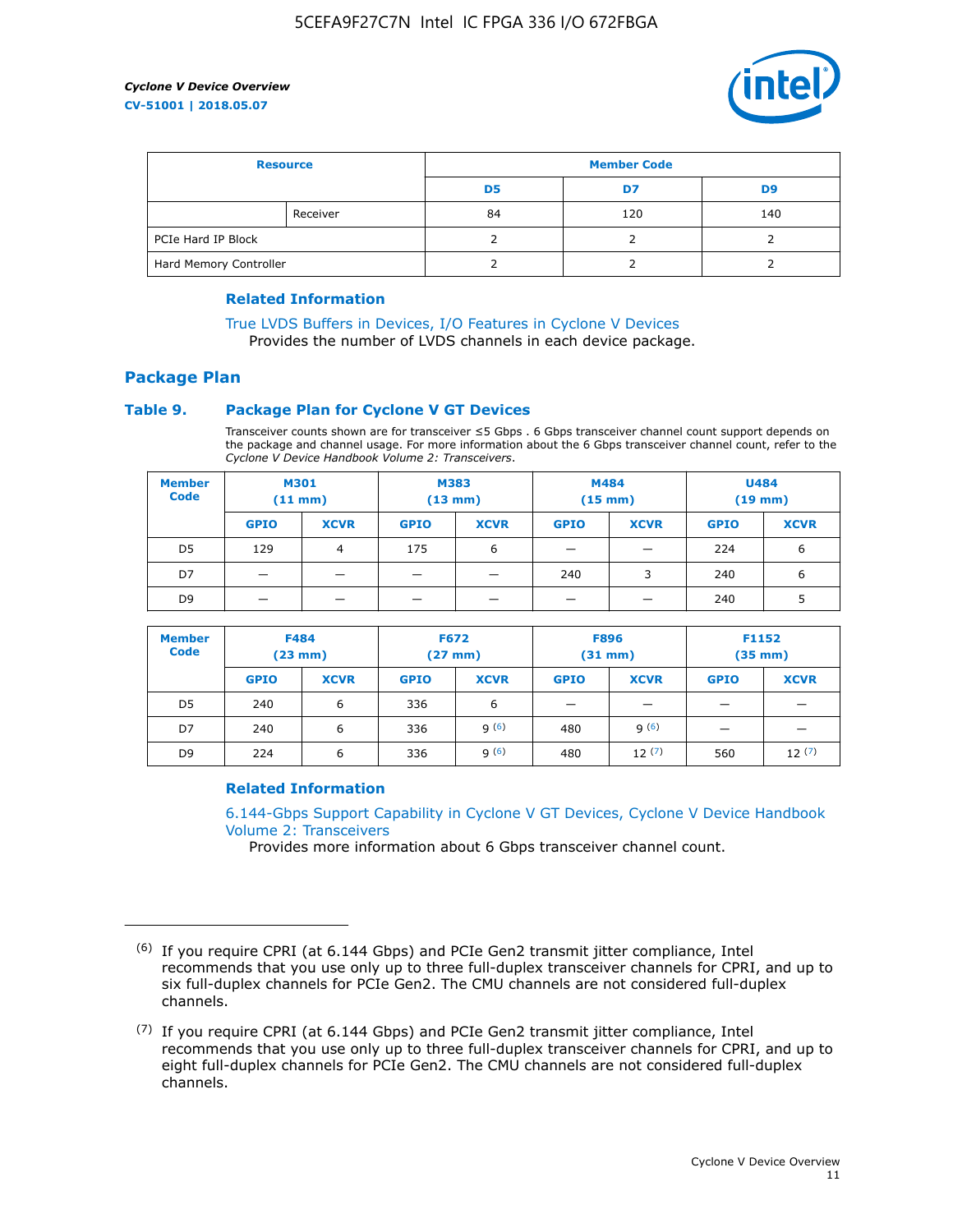| Resource | | Member Code | | |
|---|---|---|---|---|
| | | D5 | D7 | D9 |
| | Receiver | 84 | 120 | 140 |
| PCIe Hard IP Block | | 2 | 2 | 2 |
| Hard Memory Controller | | 2 | 2 | 2 |

### Related Information

True LVDS Buffers in Devices, I/O Features in Cyclone V Devices
Provides the number of LVDS channels in each device package.

## Package Plan

### Table 9. Package Plan for Cyclone V GT Devices

Transceiver counts shown are for transceiver ≤5 Gbps . 6 Gbps transceiver channel count support depends on the package and channel usage. For more information about the 6 Gbps transceiver channel count, refer to the *Cyclone V Device Handbook Volume 2: Transceivers*.

| Member Code | M301 (11 mm) | | M383 (13 mm) | | M484 (15 mm) | | U484 (19 mm) | |
|---|---|---|---|---|---|---|---|---|
| | GPIO | XCVR | GPIO | XCVR | GPIO | XCVR | GPIO | XCVR |
| D5 | 129 | 4 | 175 | 6 | — | — | 224 | 6 |
| D7 | — | — | — | — | 240 | 3 | 240 | 6 |
| D9 | — | — | — | — | — | — | 240 | 5 |

| Member Code | F484 (23 mm) | | F672 (27 mm) | | F896 (31 mm) | | F1152 (35 mm) | |
|---|---|---|---|---|---|---|---|---|
| | GPIO | XCVR | GPIO | XCVR | GPIO | XCVR | GPIO | XCVR |
| D5 | 240 | 6 | 336 | 6 | — | — | — | — |
| D7 | 240 | 6 | 336 | 9 [6] | 480 | 9 [6] | — | — |
| D9 | 224 | 6 | 336 | 9 [6] | 480 | 12 [7] | 560 | 12 [7] |

### Related Information

6.144-Gbps Support Capability in Cyclone V GT Devices, Cyclone V Device Handbook Volume 2: Transceivers
Provides more information about 6 Gbps transceiver channel count.

---

(6) If you require CPRI (at 6.144 Gbps) and PCIe Gen2 transmit jitter compliance, Intel recommends that you use only up to three full-duplex transceiver channels for CPRI, and up to six full-duplex channels for PCIe Gen2. The CMU channels are not considered full-duplex channels.

(7) If you require CPRI (at 6.144 Gbps) and PCIe Gen2 transmit jitter compliance, Intel recommends that you use only up to three full-duplex transceiver channels for CPRI, and up to eight full-duplex channels for PCIe Gen2. The CMU channels are not considered full-duplex channels.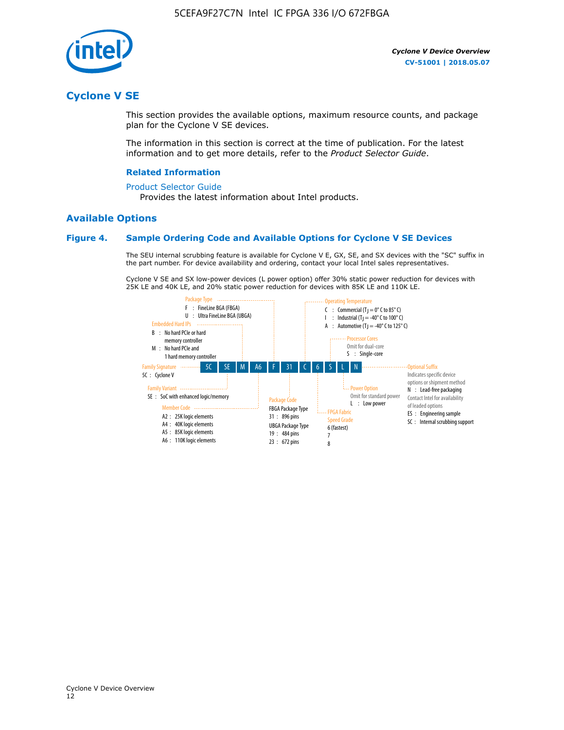## Cyclone V SE

This section provides the available options, maximum resource counts, and package plan for the Cyclone V SE devices.

The information in this section is correct at the time of publication. For the latest information and to get more details, refer to the *Product Selector Guide*.

### Related Information

Product Selector Guide

Provides the latest information about Intel products.

## Available Options

### Figure 4. Sample Ordering Code and Available Options for Cyclone V SE Devices

The SEU internal scrubbing feature is available for Cyclone V E, GX, SE, and SX devices with the "SC" suffix in the part number. For device availability and ordering, contact your local Intel sales representatives.

Cyclone V SE and SX low-power devices (L power option) offer 30% static power reduction for devices with 25K LE and 40K LE, and 20% static power reduction for devices with 85K LE and 110K LE.

Sample ordering code: 5C SE M A6 F 31 C 6 S L N

- **Family Signature**
  - 5C : Cyclone V
- **Family Variant**
  - SE : SoC with enhanced logic/memory
- **Embedded Hard IPs**
  - B : No hard PCIe or hard memory controller
  - M : No hard PCIe and 1 hard memory controller
- **Member Code**
  - A2 : 25K logic elements
  - A4 : 40K logic elements
  - A5 : 85K logic elements
  - A6 : 110K logic elements
- **Package Type**
  - F : FineLine BGA (FBGA)
  - U : Ultra FineLine BGA (UBGA)
- **Package Code**
  - FBGA Package Type
    - 31 : 896 pins
  - UBGA Package Type
    - 19 : 484 pins
    - 23 : 672 pins
- **Operating Temperature**
  - C : Commercial ($T_J$ = 0° C to 85° C)
  - I : Industrial ($T_J$ = -40° C to 100° C)
  - A : Automotive ($T_J$ = -40° C to 125° C)
- **FPGA Fabric Speed Grade**
  - 6 (fastest)
  - 7
  - 8
- **Processor Cores**
  - Omit for dual-core
  - S : Single-core
- **Power Option**
  - Omit for standard power
  - L : Low power
- **Optional Suffix**
  - Indicates specific device options or shipment method
  - N : Lead-free packaging
  - Contact Intel for availability of leaded options
  - ES : Engineering sample
  - SC : Internal scrubbing support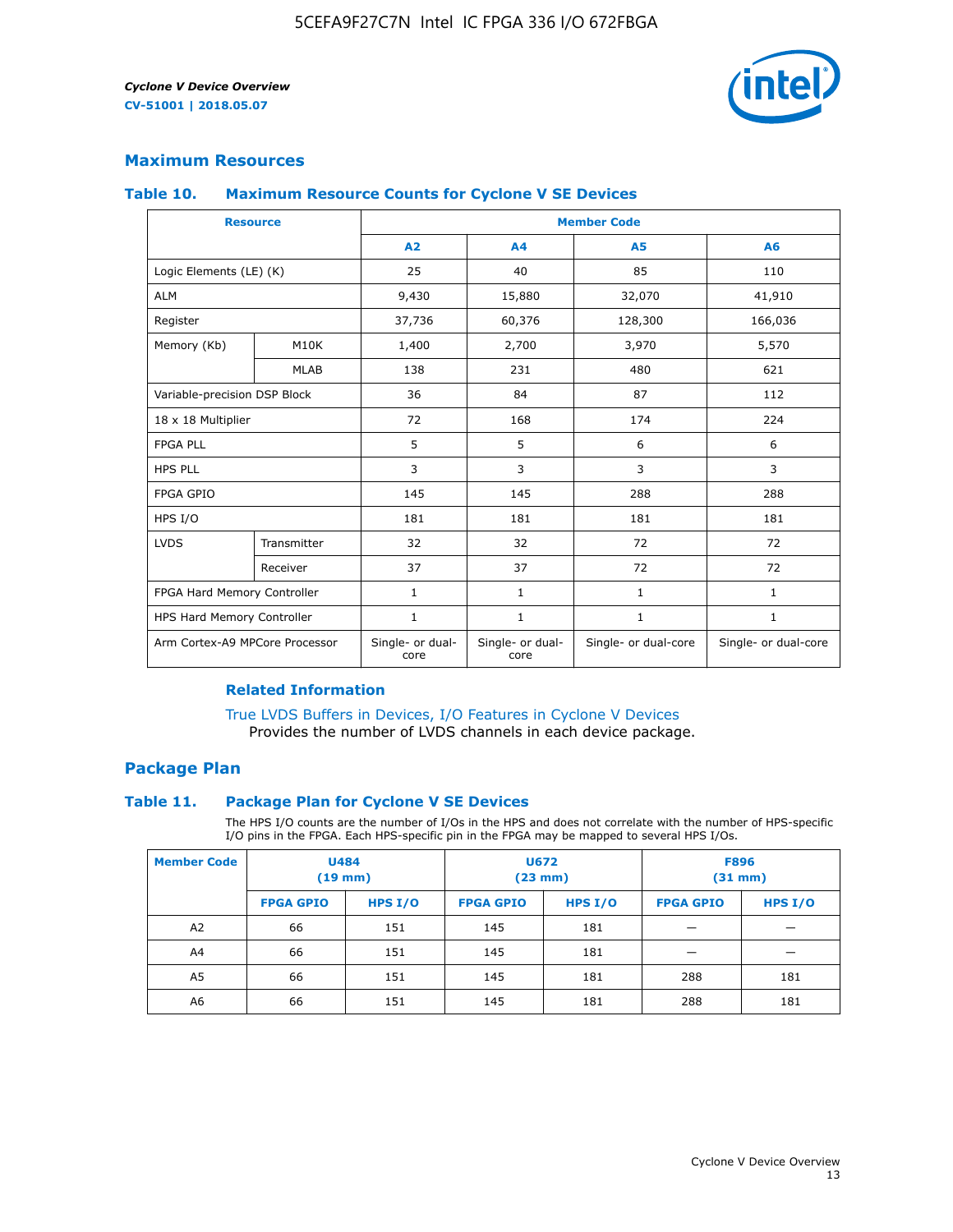## Maximum Resources

### Table 10. Maximum Resource Counts for Cyclone V SE Devices

| Resource | | Member Code | | | |
|---|---|---|---|---|---|
| | | A2 | A4 | A5 | A6 |
| Logic Elements (LE) (K) | | 25 | 40 | 85 | 110 |
| ALM | | 9,430 | 15,880 | 32,070 | 41,910 |
| Register | | 37,736 | 60,376 | 128,300 | 166,036 |
| Memory (Kb) | M10K | 1,400 | 2,700 | 3,970 | 5,570 |
| | MLAB | 138 | 231 | 480 | 621 |
| Variable-precision DSP Block | | 36 | 84 | 87 | 112 |
| 18 x 18 Multiplier | | 72 | 168 | 174 | 224 |
| FPGA PLL | | 5 | 5 | 6 | 6 |
| HPS PLL | | 3 | 3 | 3 | 3 |
| FPGA GPIO | | 145 | 145 | 288 | 288 |
| HPS I/O | | 181 | 181 | 181 | 181 |
| LVDS | Transmitter | 32 | 32 | 72 | 72 |
| | Receiver | 37 | 37 | 72 | 72 |
| FPGA Hard Memory Controller | | 1 | 1 | 1 | 1 |
| HPS Hard Memory Controller | | 1 | 1 | 1 | 1 |
| Arm Cortex-A9 MPCore Processor | | Single- or dual-core | Single- or dual-core | Single- or dual-core | Single- or dual-core |

#### Related Information

True LVDS Buffers in Devices, I/O Features in Cyclone V Devices
Provides the number of LVDS channels in each device package.

## Package Plan

### Table 11. Package Plan for Cyclone V SE Devices

The HPS I/O counts are the number of I/Os in the HPS and does not correlate with the number of HPS-specific I/O pins in the FPGA. Each HPS-specific pin in the FPGA may be mapped to several HPS I/Os.

| Member Code | U484 (19 mm) | | U672 (23 mm) | | F896 (31 mm) | |
|---|---|---|---|---|---|---|
| | FPGA GPIO | HPS I/O | FPGA GPIO | HPS I/O | FPGA GPIO | HPS I/O |
| A2 | 66 | 151 | 145 | 181 | — | — |
| A4 | 66 | 151 | 145 | 181 | — | — |
| A5 | 66 | 151 | 145 | 181 | 288 | 181 |
| A6 | 66 | 151 | 145 | 181 | 288 | 181 |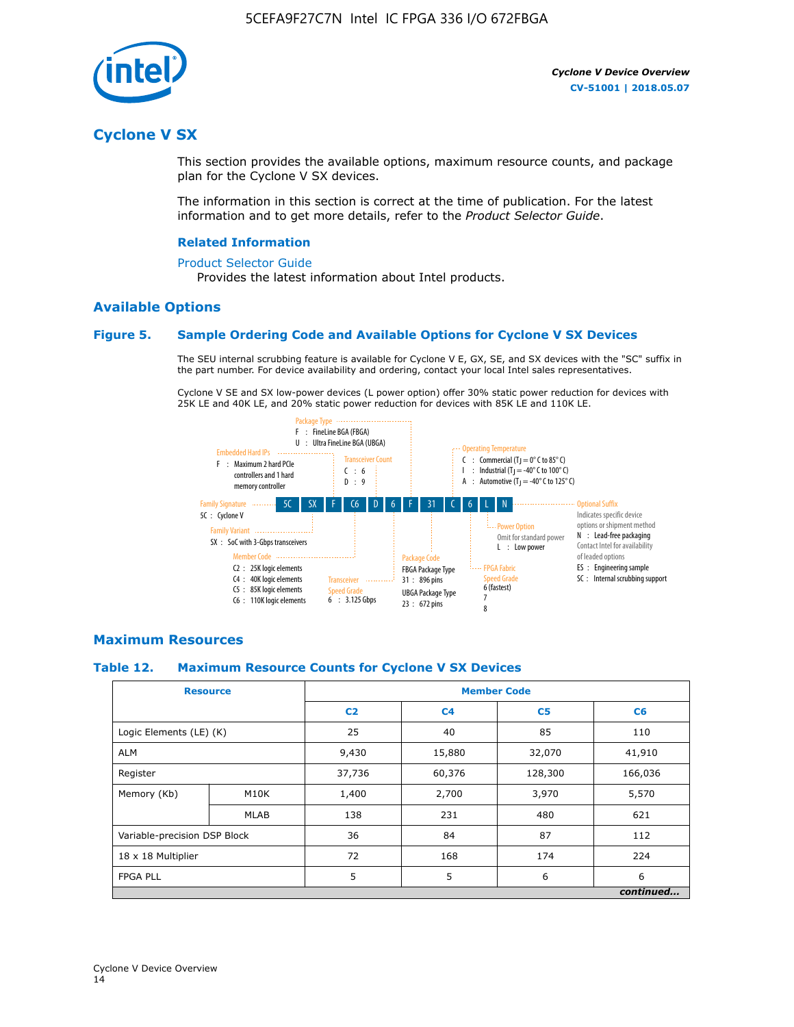# Cyclone V SX

This section provides the available options, maximum resource counts, and package plan for the Cyclone V SX devices.

The information in this section is correct at the time of publication. For the latest information and to get more details, refer to the *Product Selector Guide*.

### Related Information

Product Selector Guide
Provides the latest information about Intel products.

## Available Options

### Figure 5. Sample Ordering Code and Available Options for Cyclone V SX Devices

The SEU internal scrubbing feature is available for Cyclone V E, GX, SE, and SX devices with the "SC" suffix in the part number. For device availability and ordering, contact your local Intel sales representatives.

Cyclone V SE and SX low-power devices (L power option) offer 30% static power reduction for devices with 25K LE and 40K LE, and 20% static power reduction for devices with 85K LE and 110K LE.

Sample ordering code: 5C SX F C6 D 6 F 31 C 6 L N

- **Family Signature**
  - 5C : Cyclone V
- **Family Variant**
  - SX : SoC with 3-Gbps transceivers
- **Embedded Hard IPs**
  - F : Maximum 2 hard PCIe controllers and 1 hard memory controller
- **Member Code**
  - C2 : 25K logic elements
  - C4 : 40K logic elements
  - C5 : 85K logic elements
  - C6 : 110K logic elements
- **Transceiver Count**
  - C : 6
  - D : 9
- **Transceiver Speed Grade**
  - 6 : 3.125 Gbps
- **Package Type**
  - F : FineLine BGA (FBGA)
  - U : Ultra FineLine BGA (UBGA)
- **Package Code**
  - FBGA Package Type
    - 31 : 896 pins
  - UBGA Package Type
    - 23 : 672 pins
- **Operating Temperature**
  - C : Commercial ($T_J$ = 0° C to 85° C)
  - I : Industrial ($T_J$ = -40° C to 100° C)
  - A : Automotive ($T_J$ = -40° C to 125° C)
- **FPGA Fabric Speed Grade**
  - 6 (fastest)
  - 7
  - 8
- **Power Option**
  - Omit for standard power
  - L : Low power
- **Optional Suffix**
  - Indicates specific device options or shipment method
  - N : Lead-free packaging. Contact Intel for availability of leaded options
  - ES : Engineering sample
  - SC : Internal scrubbing support

## Maximum Resources

### Table 12. Maximum Resource Counts for Cyclone V SX Devices

| Resource | | Member Code | | | |
|---|---|---|---|---|---|
| | | C2 | C4 | C5 | C6 |
| Logic Elements (LE) (K) | | 25 | 40 | 85 | 110 |
| ALM | | 9,430 | 15,880 | 32,070 | 41,910 |
| Register | | 37,736 | 60,376 | 128,300 | 166,036 |
| Memory (Kb) | M10K | 1,400 | 2,700 | 3,970 | 5,570 |
| | MLAB | 138 | 231 | 480 | 621 |
| Variable-precision DSP Block | | 36 | 84 | 87 | 112 |
| 18 x 18 Multiplier | | 72 | 168 | 174 | 224 |
| FPGA PLL | | 5 | 5 | 6 | 6 |

*continued...*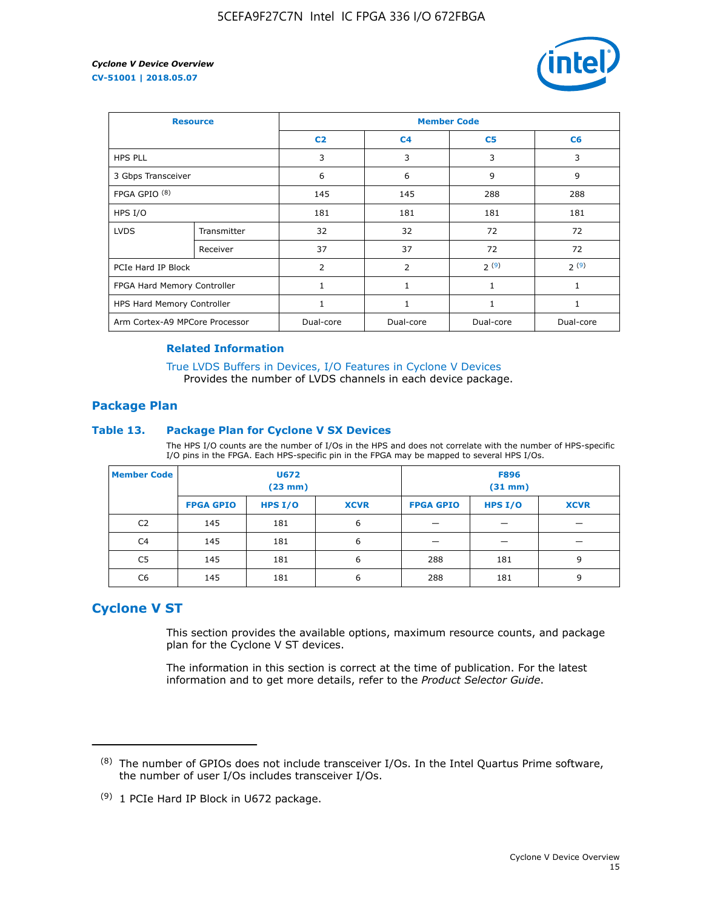| Resource | | Member Code | | | |
|---|---|---|---|---|---|
| | | C2 | C4 | C5 | C6 |
| HPS PLL | | 3 | 3 | 3 | 3 |
| 3 Gbps Transceiver | | 6 | 6 | 9 | 9 |
| FPGA GPIO [(8)] | | 145 | 145 | 288 | 288 |
| HPS I/O | | 181 | 181 | 181 | 181 |
| LVDS | Transmitter | 32 | 32 | 72 | 72 |
| | Receiver | 37 | 37 | 72 | 72 |
| PCIe Hard IP Block | | 2 | 2 | 2 [(9)] | 2 [(9)] |
| FPGA Hard Memory Controller | | 1 | 1 | 1 | 1 |
| HPS Hard Memory Controller | | 1 | 1 | 1 | 1 |
| Arm Cortex-A9 MPCore Processor | | Dual-core | Dual-core | Dual-core | Dual-core |

#### Related Information

True LVDS Buffers in Devices, I/O Features in Cyclone V Devices
Provides the number of LVDS channels in each device package.

### Package Plan

#### Table 13. Package Plan for Cyclone V SX Devices

The HPS I/O counts are the number of I/Os in the HPS and does not correlate with the number of HPS-specific I/O pins in the FPGA. Each HPS-specific pin in the FPGA may be mapped to several HPS I/Os.

| Member Code | U672 (23 mm) | | | F896 (31 mm) | | |
|---|---|---|---|---|---|---|
| | FPGA GPIO | HPS I/O | XCVR | FPGA GPIO | HPS I/O | XCVR |
| C2 | 145 | 181 | 6 | — | — | — |
| C4 | 145 | 181 | 6 | — | — | — |
| C5 | 145 | 181 | 6 | 288 | 181 | 9 |
| C6 | 145 | 181 | 6 | 288 | 181 | 9 |

## Cyclone V ST

This section provides the available options, maximum resource counts, and package plan for the Cyclone V ST devices.

The information in this section is correct at the time of publication. For the latest information and to get more details, refer to the *Product Selector Guide*.

---

(8) The number of GPIOs does not include transceiver I/Os. In the Intel Quartus Prime software, the number of user I/Os includes transceiver I/Os.

(9) 1 PCIe Hard IP Block in U672 package.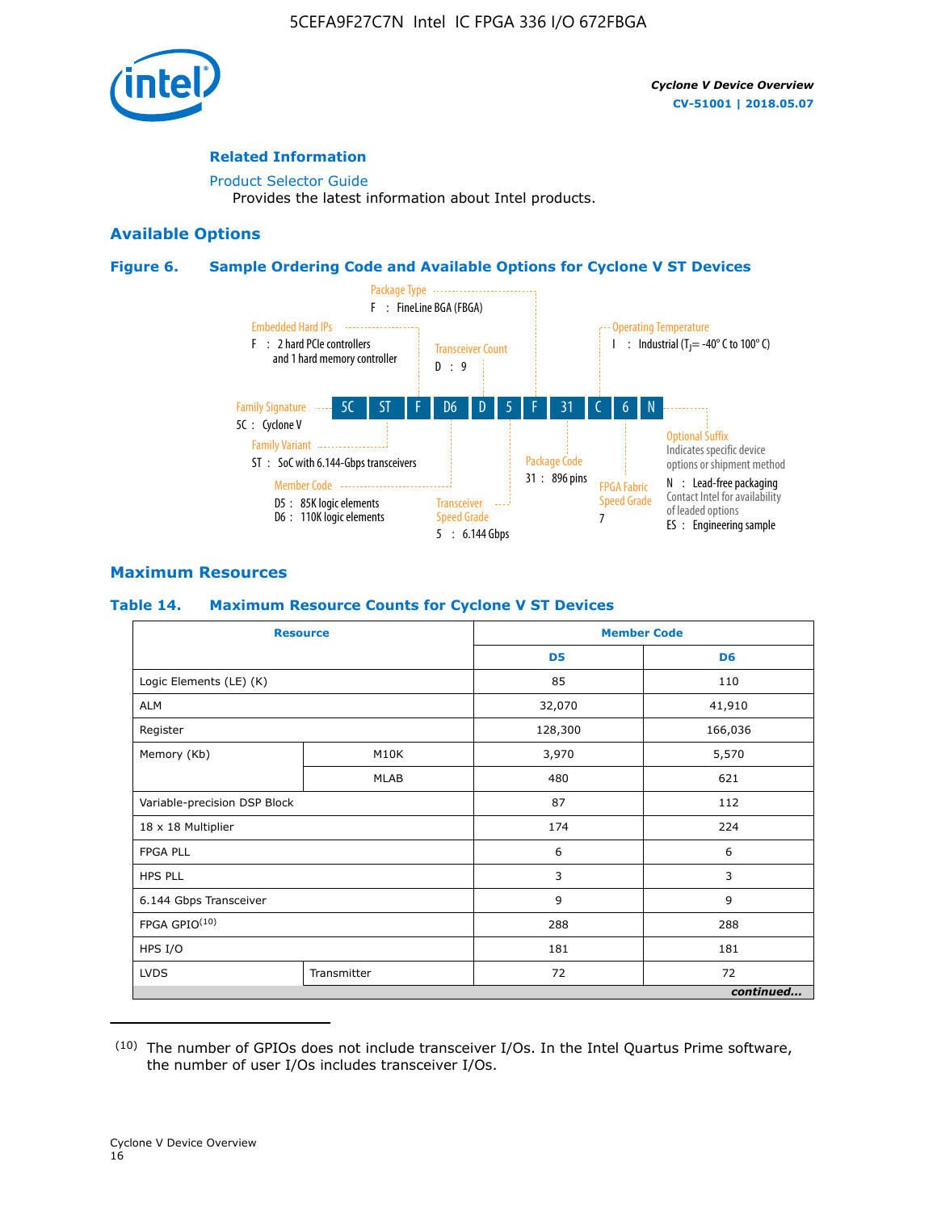**Related Information**

Product Selector Guide
Provides the latest information about Intel products.

## Available Options

### Figure 6. Sample Ordering Code and Available Options for Cyclone V ST Devices

5C ST F D6 D 5 F 31 C 6 N

- Family Signature — 5C : Cyclone V
- Family Variant — ST : SoC with 6.144-Gbps transceivers
- Embedded Hard IPs — F : 2 hard PCIe controllers and 1 hard memory controller
- Member Code — D5 : 85K logic elements; D6 : 110K logic elements
- Transceiver Count — D : 9
- Transceiver Speed Grade — 5 : 6.144 Gbps
- Package Type — F : FineLine BGA (FBGA)
- Package Code — 31 : 896 pins
- Operating Temperature — I : Industrial ($T_J$ = -40° C to 100° C)
- FPGA Fabric Speed Grade — 7
- Optional Suffix — Indicates specific device options or shipment method. N : Lead-free packaging. Contact Intel for availability of leaded options. ES : Engineering sample

## Maximum Resources

### Table 14. Maximum Resource Counts for Cyclone V ST Devices

| Resource | | Member Code D5 | Member Code D6 |
|---|---|---|---|
| Logic Elements (LE) (K) | | 85 | 110 |
| ALM | | 32,070 | 41,910 |
| Register | | 128,300 | 166,036 |
| Memory (Kb) | M10K | 3,970 | 5,570 |
| | MLAB | 480 | 621 |
| Variable-precision DSP Block | | 87 | 112 |
| 18 x 18 Multiplier | | 174 | 224 |
| FPGA PLL | | 6 | 6 |
| HPS PLL | | 3 | 3 |
| 6.144 Gbps Transceiver | | 9 | 9 |
| FPGA GPIO[10] | | 288 | 288 |
| HPS I/O | | 181 | 181 |
| LVDS | Transmitter | 72 | 72 |

*continued...*

(10) The number of GPIOs does not include transceiver I/Os. In the Intel Quartus Prime software, the number of user I/Os includes transceiver I/Os.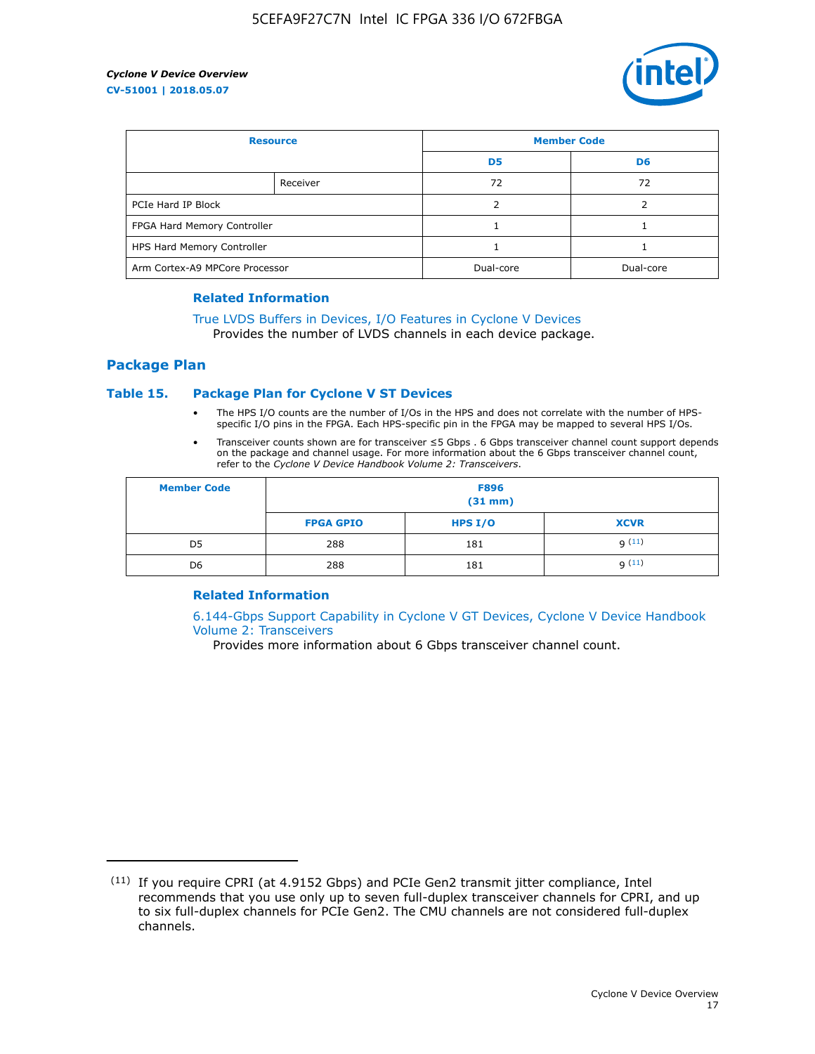| Resource | | Member Code | |
|---|---|---|---|
| | | D5 | D6 |
| | Receiver | 72 | 72 |
| PCIe Hard IP Block | | 2 | 2 |
| FPGA Hard Memory Controller | | 1 | 1 |
| HPS Hard Memory Controller | | 1 | 1 |
| Arm Cortex-A9 MPCore Processor | | Dual-core | Dual-core |

### Related Information

True LVDS Buffers in Devices, I/O Features in Cyclone V Devices
Provides the number of LVDS channels in each device package.

## Package Plan

### Table 15. Package Plan for Cyclone V ST Devices

- The HPS I/O counts are the number of I/Os in the HPS and does not correlate with the number of HPS-specific I/O pins in the FPGA. Each HPS-specific pin in the FPGA may be mapped to several HPS I/Os.
- Transceiver counts shown are for transceiver ≤5 Gbps . 6 Gbps transceiver channel count support depends on the package and channel usage. For more information about the 6 Gbps transceiver channel count, refer to the *Cyclone V Device Handbook Volume 2: Transceivers*.

| Member Code | F896 (31 mm) | | |
|---|---|---|---|
| | FPGA GPIO | HPS I/O | XCVR |
| D5 | 288 | 181 | 9 [11] |
| D6 | 288 | 181 | 9 [11] |

### Related Information

6.144-Gbps Support Capability in Cyclone V GT Devices, Cyclone V Device Handbook Volume 2: Transceivers
Provides more information about 6 Gbps transceiver channel count.

(11) If you require CPRI (at 4.9152 Gbps) and PCIe Gen2 transmit jitter compliance, Intel recommends that you use only up to seven full-duplex transceiver channels for CPRI, and up to six full-duplex channels for PCIe Gen2. The CMU channels are not considered full-duplex channels.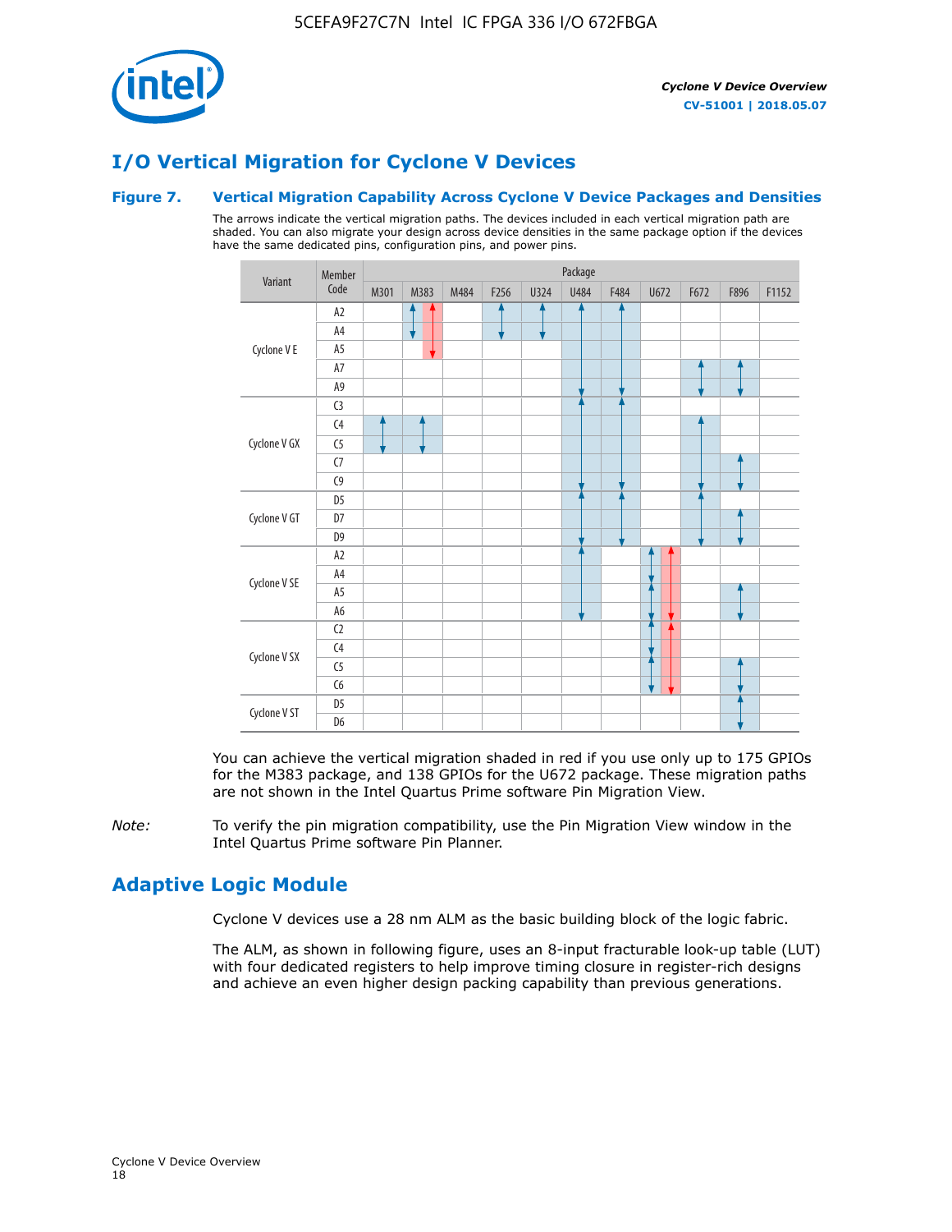## I/O Vertical Migration for Cycline V Devices

### Figure 7. Vertical Migration Capability Across Cyclone V Device Packages and Densities

The arrows indicate the vertical migration paths. The devices included in each vertical migration path are shaded. You can also migrate your design across device densities in the same package option if the devices have the same dedicated pins, configuration pins, and power pins.

| Variant | Member Code | M301 | M383 | M484 | F256 | U324 | U484 | F484 | U672 | F672 | F896 | F1152 |
|---|---|---|---|---|---|---|---|---|---|---|---|---|
| Cyclone V E | A2 | | | | | | | | | | | |
| | A4 | | | | | | | | | | | |
| | A5 | | | | | | | | | | | |
| | A7 | | | | | | | | | | | |
| | A9 | | | | | | | | | | | |
| Cyclone V GX | C3 | | | | | | | | | | | |
| | C4 | | | | | | | | | | | |
| | C5 | | | | | | | | | | | |
| | C7 | | | | | | | | | | | |
| | C9 | | | | | | | | | | | |
| Cyclone V GT | D5 | | | | | | | | | | | |
| | D7 | | | | | | | | | | | |
| | D9 | | | | | | | | | | | |
| Cyclone V SE | A2 | | | | | | | | | | | |
| | A4 | | | | | | | | | | | |
| | A5 | | | | | | | | | | | |
| | A6 | | | | | | | | | | | |
| Cyclone V SX | C2 | | | | | | | | | | | |
| | C4 | | | | | | | | | | | |
| | C5 | | | | | | | | | | | |
| | C6 | | | | | | | | | | | |
| Cyclone V ST | D5 | | | | | | | | | | | |
| | D6 | | | | | | | | | | | |

You can achieve the vertical migration shaded in red if you use only up to 175 GPIOs for the M383 package, and 138 GPIOs for the U672 package. These migration paths are not shown in the Intel Quartus Prime software Pin Migration View.

*Note:* To verify the pin migration compatibility, use the Pin Migration View window in the Intel Quartus Prime software Pin Planner.

## Adaptive Logic Module

Cyclone V devices use a 28 nm ALM as the basic building block of the logic fabric.

The ALM, as shown in following figure, uses an 8-input fracturable look-up table (LUT) with four dedicated registers to help improve timing closure in register-rich designs and achieve an even higher design packing capability than previous generations.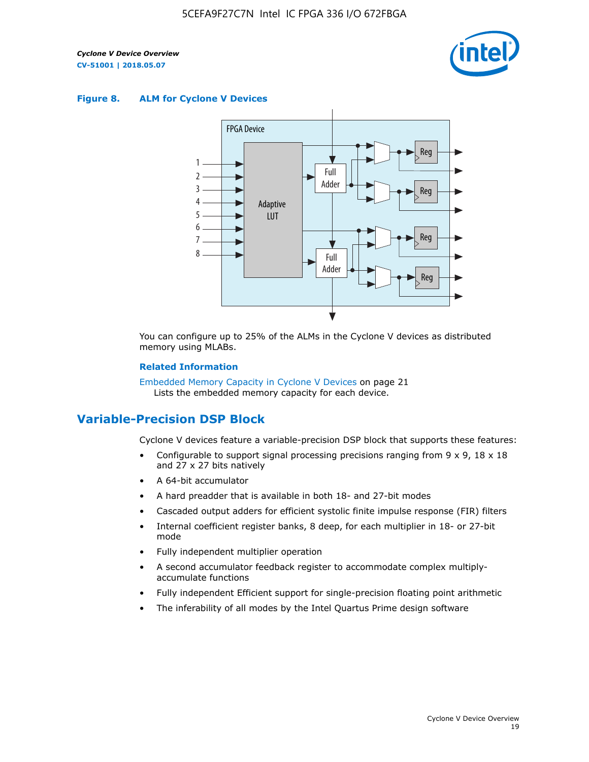**Figure 8. ALM for Cyclone V Devices**

FPGA Device

Adaptive LUT

Full Adder

Full Adder

Reg

Reg

Reg

Reg

1
2
3
4
5
6
7
8

You can configure up to 25% of the ALMs in the Cyclone V devices as distributed memory using MLABs.

**Related Information**

Embedded Memory Capacity in Cyclone V Devices on page 21
Lists the embedded memory capacity for each device.

## Variable-Precision DSP Block

Cyclone V devices feature a variable-precision DSP block that supports these features:

- Configurable to support signal processing precisions ranging from 9 x 9, 18 x 18 and 27 x 27 bits natively
- A 64-bit accumulator
- A hard preadder that is available in both 18- and 27-bit modes
- Cascaded output adders for efficient systolic finite impulse response (FIR) filters
- Internal coefficient register banks, 8 deep, for each multiplier in 18- or 27-bit mode
- Fully independent multiplier operation
- A second accumulator feedback register to accommodate complex multiply-accumulate functions
- Fully independent Efficient support for single-precision floating point arithmetic
- The inferability of all modes by the Intel Quartus Prime design software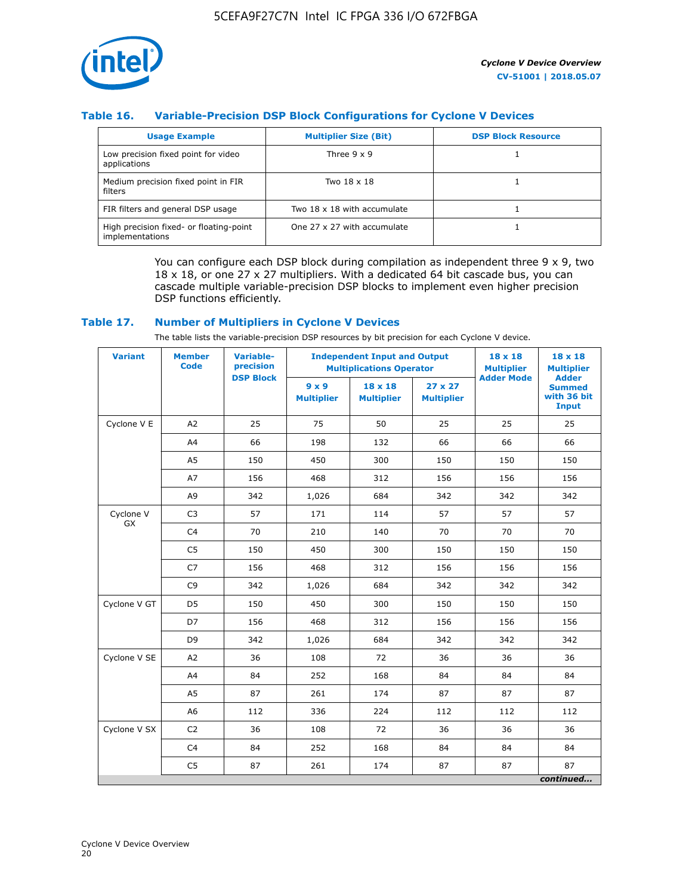### Table 16. Variable-Precision DSP Block Configurations for Cyclone V Devices

| Usage Example | Multiplier Size (Bit) | DSP Block Resource |
|---|---|---|
| Low precision fixed point for video applications | Three 9 x 9 | 1 |
| Medium precision fixed point in FIR filters | Two 18 x 18 | 1 |
| FIR filters and general DSP usage | Two 18 x 18 with accumulate | 1 |
| High precision fixed- or floating-point implementations | One 27 x 27 with accumulate | 1 |

You can configure each DSP block during compilation as independent three 9 x 9, two 18 x 18, or one 27 x 27 multipliers. With a dedicated 64 bit cascade bus, you can cascade multiple variable-precision DSP blocks to implement even higher precision DSP functions efficiently.

### Table 17. Number of Multipliers in Cyclone V Devices

The table lists the variable-precision DSP resources by bit precision for each Cyclone V device.

| Variant | Member Code | Variable-precision DSP Block | Independent Input and Output Multiplications Operator | | | 18 x 18 Multiplier Adder Mode | 18 x 18 Multiplier Adder Summed with 36 bit Input |
|---|---|---|---|---|---|---|---|
| | | | 9 x 9 Multiplier | 18 x 18 Multiplier | 27 x 27 Multiplier | | |
| Cyclone V E | A2 | 25 | 75 | 50 | 25 | 25 | 25 |
| | A4 | 66 | 198 | 132 | 66 | 66 | 66 |
| | A5 | 150 | 450 | 300 | 150 | 150 | 150 |
| | A7 | 156 | 468 | 312 | 156 | 156 | 156 |
| | A9 | 342 | 1,026 | 684 | 342 | 342 | 342 |
| Cyclone V GX | C3 | 57 | 171 | 114 | 57 | 57 | 57 |
| | C4 | 70 | 210 | 140 | 70 | 70 | 70 |
| | C5 | 150 | 450 | 300 | 150 | 150 | 150 |
| | C7 | 156 | 468 | 312 | 156 | 156 | 156 |
| | C9 | 342 | 1,026 | 684 | 342 | 342 | 342 |
| Cyclone V GT | D5 | 150 | 450 | 300 | 150 | 150 | 150 |
| | D7 | 156 | 468 | 312 | 156 | 156 | 156 |
| | D9 | 342 | 1,026 | 684 | 342 | 342 | 342 |
| Cyclone V SE | A2 | 36 | 108 | 72 | 36 | 36 | 36 |
| | A4 | 84 | 252 | 168 | 84 | 84 | 84 |
| | A5 | 87 | 261 | 174 | 87 | 87 | 87 |
| | A6 | 112 | 336 | 224 | 112 | 112 | 112 |
| Cyclone V SX | C2 | 36 | 108 | 72 | 36 | 36 | 36 |
| | C4 | 84 | 252 | 168 | 84 | 84 | 84 |
| | C5 | 87 | 261 | 174 | 87 | 87 | 87 |

*continued...*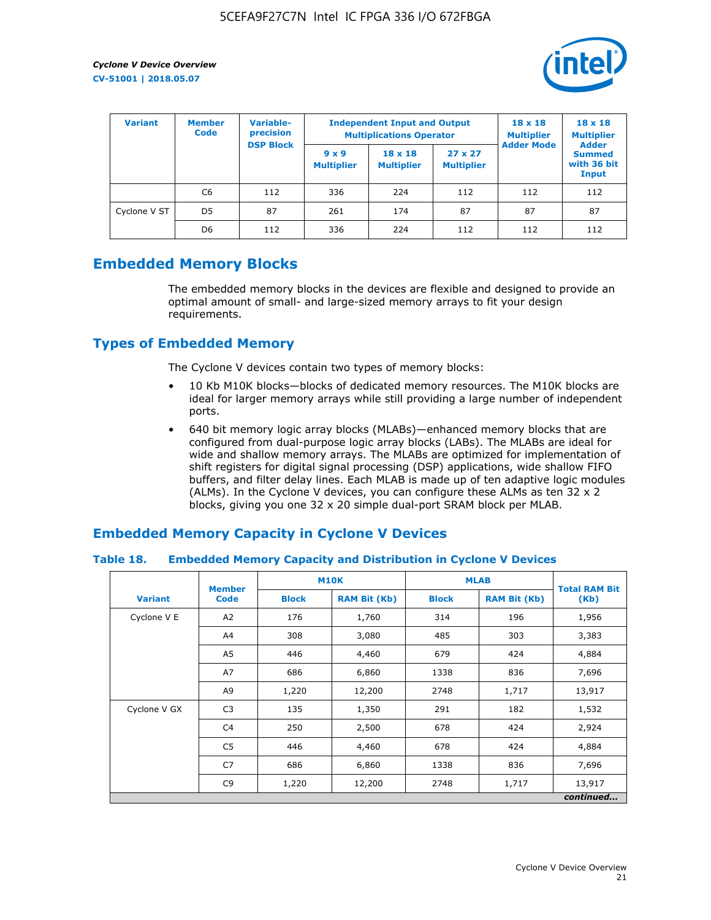| Variant | Member Code | Variable-precision DSP Block | Independent Input and Output Multiplications Operator | | | 18 x 18 Multiplier Adder Mode | 18 x 18 Multiplier Adder Summed with 36 bit Input |
|---|---|---|---|---|---|---|---|
| | | | 9 x 9 Multiplier | 18 x 18 Multiplier | 27 x 27 Multiplier | | |
| | C6 | 112 | 336 | 224 | 112 | 112 | 112 |
| Cyclone V ST | D5 | 87 | 261 | 174 | 87 | 87 | 87 |
| | D6 | 112 | 336 | 224 | 112 | 112 | 112 |

## Embedded Memory Blocks

The embedded memory blocks in the devices are flexible and designed to provide an optimal amount of small- and large-sized memory arrays to fit your design requirements.

## Types of Embedded Memory

The Cyclone V devices contain two types of memory blocks:

- 10 Kb M10K blocks—blocks of dedicated memory resources. The M10K blocks are ideal for larger memory arrays while still providing a large number of independent ports.
- 640 bit memory logic array blocks (MLABs)—enhanced memory blocks that are configured from dual-purpose logic array blocks (LABs). The MLABs are ideal for wide and shallow memory arrays. The MLABs are optimized for implementation of shift registers for digital signal processing (DSP) applications, wide shallow FIFO buffers, and filter delay lines. Each MLAB is made up of ten adaptive logic modules (ALMs). In the Cyclone V devices, you can configure these ALMs as ten 32 x 2 blocks, giving you one 32 x 20 simple dual-port SRAM block per MLAB.

## Embedded Memory Capacity in Cyclone V Devices

### Table 18. Embedded Memory Capacity and Distribution in Cyclone V Devices

| Variant | Member Code | M10K | | MLAB | | Total RAM Bit (Kb) |
|---|---|---|---|---|---|---|
| | | Block | RAM Bit (Kb) | Block | RAM Bit (Kb) | |
| Cyclone V E | A2 | 176 | 1,760 | 314 | 196 | 1,956 |
| | A4 | 308 | 3,080 | 485 | 303 | 3,383 |
| | A5 | 446 | 4,460 | 679 | 424 | 4,884 |
| | A7 | 686 | 6,860 | 1338 | 836 | 7,696 |
| | A9 | 1,220 | 12,200 | 2748 | 1,717 | 13,917 |
| Cyclone V GX | C3 | 135 | 1,350 | 291 | 182 | 1,532 |
| | C4 | 250 | 2,500 | 678 | 424 | 2,924 |
| | C5 | 446 | 4,460 | 678 | 424 | 4,884 |
| | C7 | 686 | 6,860 | 1338 | 836 | 7,696 |
| | C9 | 1,220 | 12,200 | 2748 | 1,717 | 13,917 |

*continued...*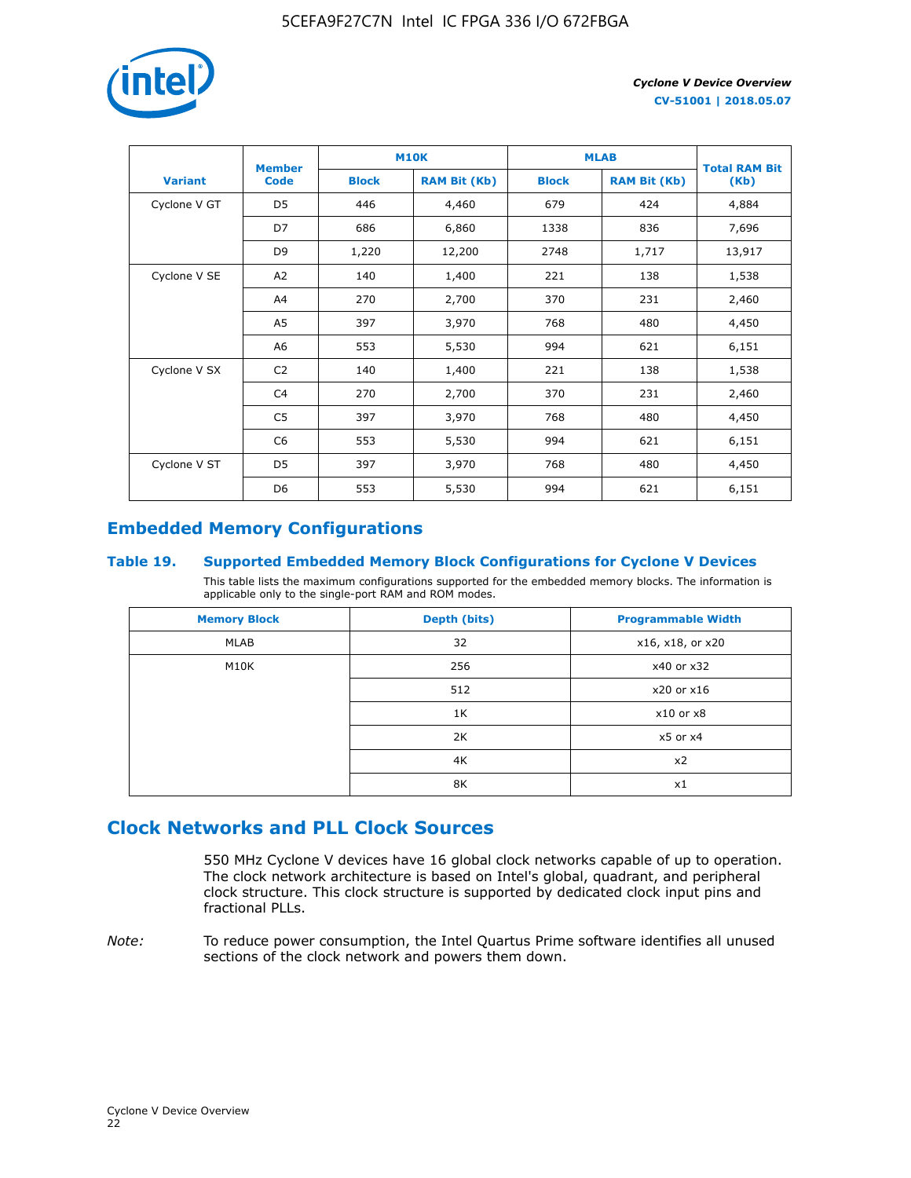| Variant | Member Code | M10K | | MLAB | | Total RAM Bit (Kb) |
|---|---|---|---|---|---|---|
| | | Block | RAM Bit (Kb) | Block | RAM Bit (Kb) | |
| Cyclone V GT | D5 | 446 | 4,460 | 679 | 424 | 4,884 |
| | D7 | 686 | 6,860 | 1338 | 836 | 7,696 |
| | D9 | 1,220 | 12,200 | 2748 | 1,717 | 13,917 |
| Cyclone V SE | A2 | 140 | 1,400 | 221 | 138 | 1,538 |
| | A4 | 270 | 2,700 | 370 | 231 | 2,460 |
| | A5 | 397 | 3,970 | 768 | 480 | 4,450 |
| | A6 | 553 | 5,530 | 994 | 621 | 6,151 |
| Cyclone V SX | C2 | 140 | 1,400 | 221 | 138 | 1,538 |
| | C4 | 270 | 2,700 | 370 | 231 | 2,460 |
| | C5 | 397 | 3,970 | 768 | 480 | 4,450 |
| | C6 | 553 | 5,530 | 994 | 621 | 6,151 |
| Cyclone V ST | D5 | 397 | 3,970 | 768 | 480 | 4,450 |
| | D6 | 553 | 5,530 | 994 | 621 | 6,151 |

## Embedded Memory Configurations

### Table 19. Supported Embedded Memory Block Configurations for Cyclone V Devices

This table lists the maximum configurations supported for the embedded memory blocks. The information is applicable only to the single-port RAM and ROM modes.

| Memory Block | Depth (bits) | Programmable Width |
|---|---|---|
| MLAB | 32 | x16, x18, or x20 |
| M10K | 256 | x40 or x32 |
| | 512 | x20 or x16 |
| | 1K | x10 or x8 |
| | 2K | x5 or x4 |
| | 4K | x2 |
| | 8K | x1 |

## Clock Networks and PLL Clock Sources

550 MHz Cyclone V devices have 16 global clock networks capable of up to operation. The clock network architecture is based on Intel's global, quadrant, and peripheral clock structure. This clock structure is supported by dedicated clock input pins and fractional PLLs.

*Note:* To reduce power consumption, the Intel Quartus Prime software identifies all unused sections of the clock network and powers them down.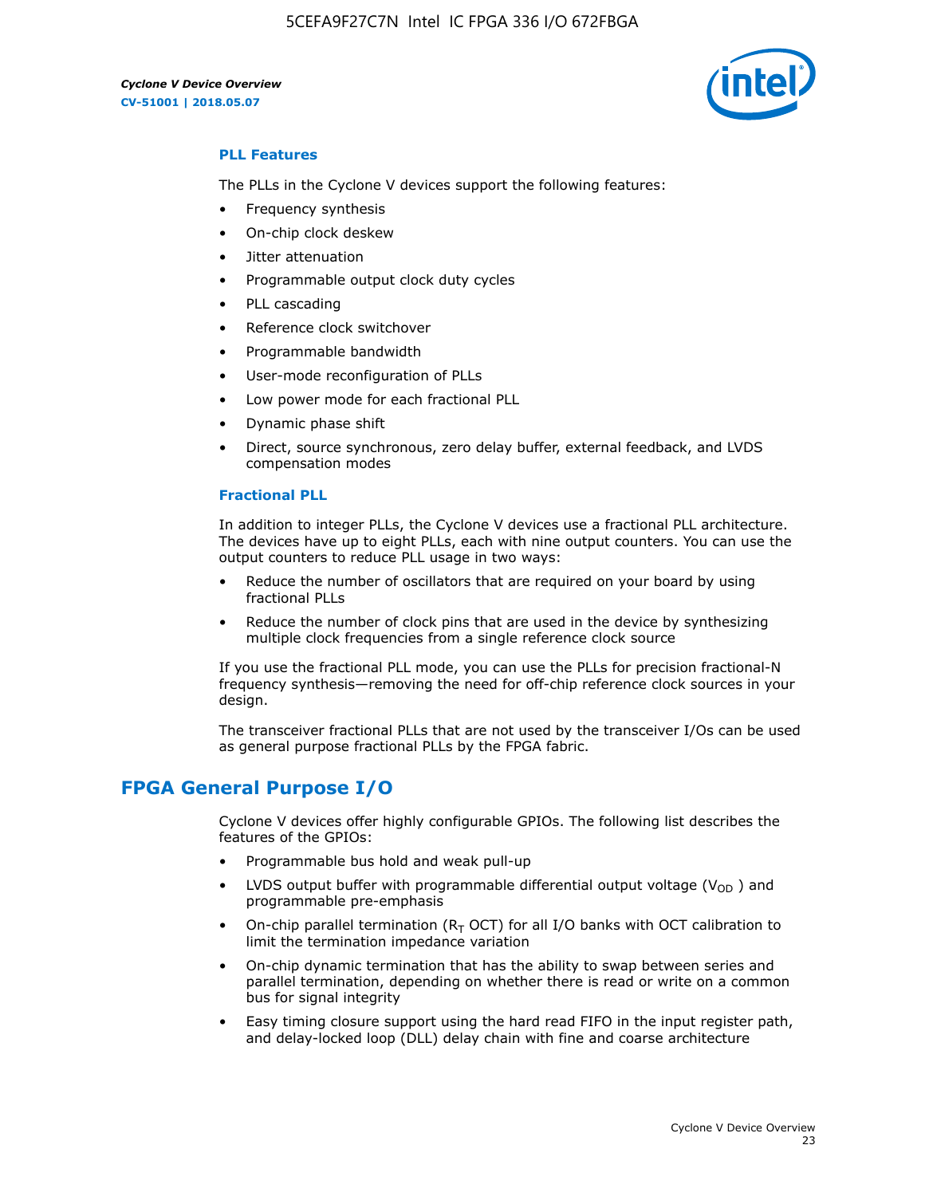### PLL Features

The PLLs in the Cyclone V devices support the following features:

- Frequency synthesis
- On-chip clock deskew
- Jitter attenuation
- Programmable output clock duty cycles
- PLL cascading
- Reference clock switchover
- Programmable bandwidth
- User-mode reconfiguration of PLLs
- Low power mode for each fractional PLL
- Dynamic phase shift
- Direct, source synchronous, zero delay buffer, external feedback, and LVDS compensation modes

### Fractional PLL

In addition to integer PLLs, the Cyclone V devices use a fractional PLL architecture. The devices have up to eight PLLs, each with nine output counters. You can use the output counters to reduce PLL usage in two ways:

- Reduce the number of oscillators that are required on your board by using fractional PLLs
- Reduce the number of clock pins that are used in the device by synthesizing multiple clock frequencies from a single reference clock source

If you use the fractional PLL mode, you can use the PLLs for precision fractional-N frequency synthesis—removing the need for off-chip reference clock sources in your design.

The transceiver fractional PLLs that are not used by the transceiver I/Os can be used as general purpose fractional PLLs by the FPGA fabric.

## FPGA General Purpose I/O

Cyclone V devices offer highly configurable GPIOs. The following list describes the features of the GPIOs:

- Programmable bus hold and weak pull-up
- LVDS output buffer with programmable differential output voltage ($V_{OD}$) and programmable pre-emphasis
- On-chip parallel termination ($R_T$ OCT) for all I/O banks with OCT calibration to limit the termination impedance variation
- On-chip dynamic termination that has the ability to swap between series and parallel termination, depending on whether there is read or write on a common bus for signal integrity
- Easy timing closure support using the hard read FIFO in the input register path, and delay-locked loop (DLL) delay chain with fine and coarse architecture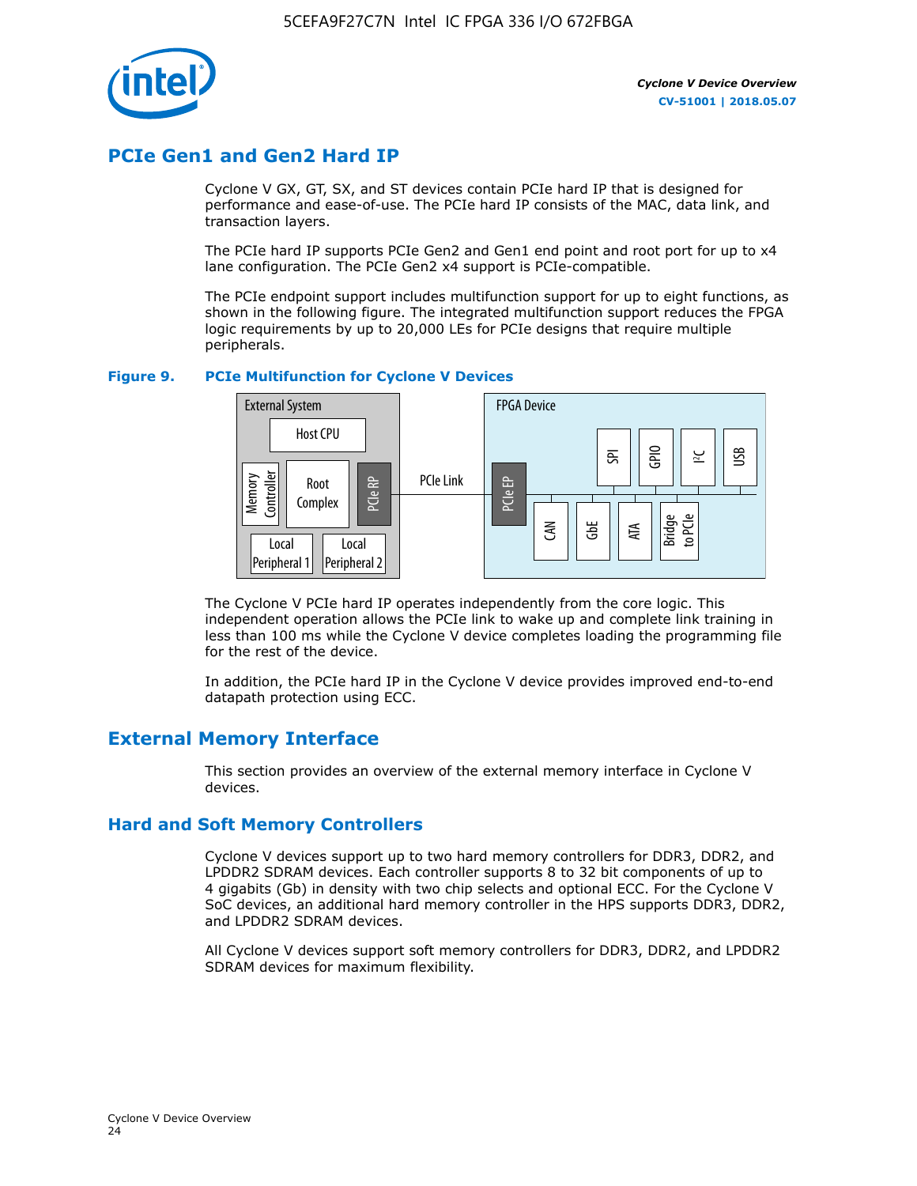## PCIe Gen1 and Gen2 Hard IP

Cyclone V GX, GT, SX, and ST devices contain PCIe hard IP that is designed for performance and ease-of-use. The PCIe hard IP consists of the MAC, data link, and transaction layers.

The PCIe hard IP supports PCIe Gen2 and Gen1 end point and root port for up to x4 lane configuration. The PCIe Gen2 x4 support is PCIe-compatible.

The PCIe endpoint support includes multifunction support for up to eight functions, as shown in the following figure. The integrated multifunction support reduces the FPGA logic requirements by up to 20,000 LEs for PCIe designs that require multiple peripherals.

**Figure 9. PCIe Multifunction for Cyclone V Devices**

External System: Host CPU, Memory Controller, Root Complex, PCIe RP, Local Peripheral 1, Local Peripheral 2

PCIe Link

FPGA Device: PCIe EP, SPI, GPIO, I²C, USB, CAN, GbE, ATA, Bridge to PCIe

The Cyclone V PCIe hard IP operates independently from the core logic. This independent operation allows the PCIe link to wake up and complete link training in less than 100 ms while the Cyclone V device completes loading the programming file for the rest of the device.

In addition, the PCIe hard IP in the Cyclone V device provides improved end-to-end datapath protection using ECC.

## External Memory Interface

This section provides an overview of the external memory interface in Cyclone V devices.

### Hard and Soft Memory Controllers

Cyclone V devices support up to two hard memory controllers for DDR3, DDR2, and LPDDR2 SDRAM devices. Each controller supports 8 to 32 bit components of up to 4 gigabits (Gb) in density with two chip selects and optional ECC. For the Cyclone V SoC devices, an additional hard memory controller in the HPS supports DDR3, DDR2, and LPDDR2 SDRAM devices.

All Cyclone V devices support soft memory controllers for DDR3, DDR2, and LPDDR2 SDRAM devices for maximum flexibility.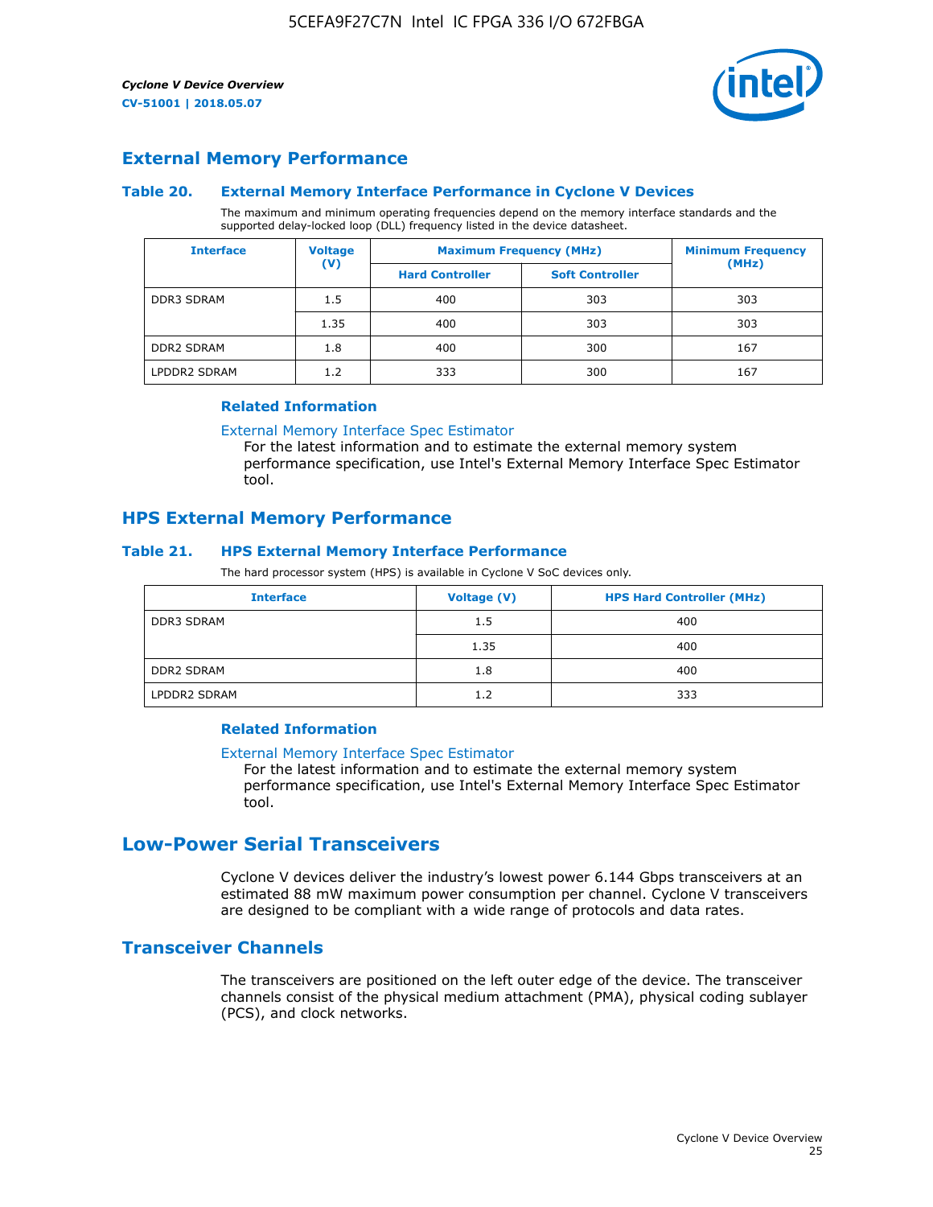## External Memory Performance

### Table 20. External Memory Interface Performance in Cyclone V Devices

The maximum and minimum operating frequencies depend on the memory interface standards and the supported delay-locked loop (DLL) frequency listed in the device datasheet.

| Interface | Voltage (V) | Maximum Frequency (MHz) | | Minimum Frequency (MHz) |
|---|---|---|---|---|
| | | Hard Controller | Soft Controller | |
| DDR3 SDRAM | 1.5 | 400 | 303 | 303 |
| | 1.35 | 400 | 303 | 303 |
| DDR2 SDRAM | 1.8 | 400 | 300 | 167 |
| LPDDR2 SDRAM | 1.2 | 333 | 300 | 167 |

#### Related Information

External Memory Interface Spec Estimator
For the latest information and to estimate the external memory system performance specification, use Intel's External Memory Interface Spec Estimator tool.

## HPS External Memory Performance

### Table 21. HPS External Memory Interface Performance

The hard processor system (HPS) is available in Cyclone V SoC devices only.

| Interface | Voltage (V) | HPS Hard Controller (MHz) |
|---|---|---|
| DDR3 SDRAM | 1.5 | 400 |
| | 1.35 | 400 |
| DDR2 SDRAM | 1.8 | 400 |
| LPDDR2 SDRAM | 1.2 | 333 |

#### Related Information

External Memory Interface Spec Estimator
For the latest information and to estimate the external memory system performance specification, use Intel's External Memory Interface Spec Estimator tool.

# Low-Power Serial Transceivers

Cyclone V devices deliver the industry's lowest power 6.144 Gbps transceivers at an estimated 88 mW maximum power consumption per channel. Cyclone V transceivers are designed to be compliant with a wide range of protocols and data rates.

## Transceiver Channels

The transceivers are positioned on the left outer edge of the device. The transceiver channels consist of the physical medium attachment (PMA), physical coding sublayer (PCS), and clock networks.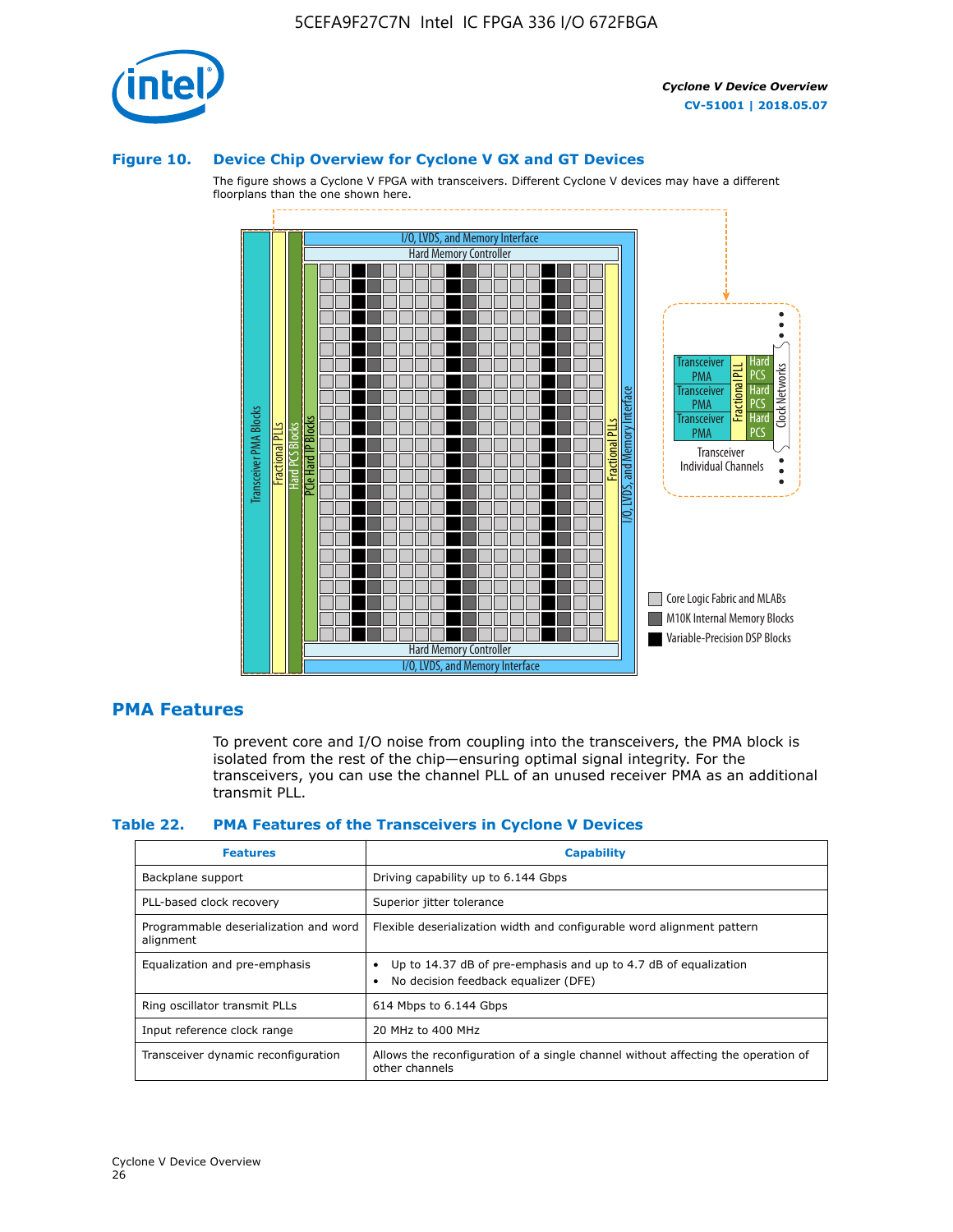## Figure 10. Device Chip Overview for Cyclone V GX and GT Devices

The figure shows a Cyclone V FPGA with transceivers. Different Cyclone V devices may have a different floorplans than the one shown here.

## PMA Features

To prevent core and I/O noise from coupling into the transceivers, the PMA block is isolated from the rest of the chip—ensuring optimal signal integrity. For the transceivers, you can use the channel PLL of an unused receiver PMA as an additional transmit PLL.

### Table 22. PMA Features of the Transceivers in Cyclone V Devices

| Features | Capability |
| --- | --- |
| Backplane support | Driving capability up to 6.144 Gbps |
| PLL-based clock recovery | Superior jitter tolerance |
| Programmable deserialization and word alignment | Flexible deserialization width and configurable word alignment pattern |
| Equalization and pre-emphasis | • Up to 14.37 dB of pre-emphasis and up to 4.7 dB of equalization<br>• No decision feedback equalizer (DFE) |
| Ring oscillator transmit PLLs | 614 Mbps to 6.144 Gbps |
| Input reference clock range | 20 MHz to 400 MHz |
| Transceiver dynamic reconfiguration | Allows the reconfiguration of a single channel without affecting the operation of other channels |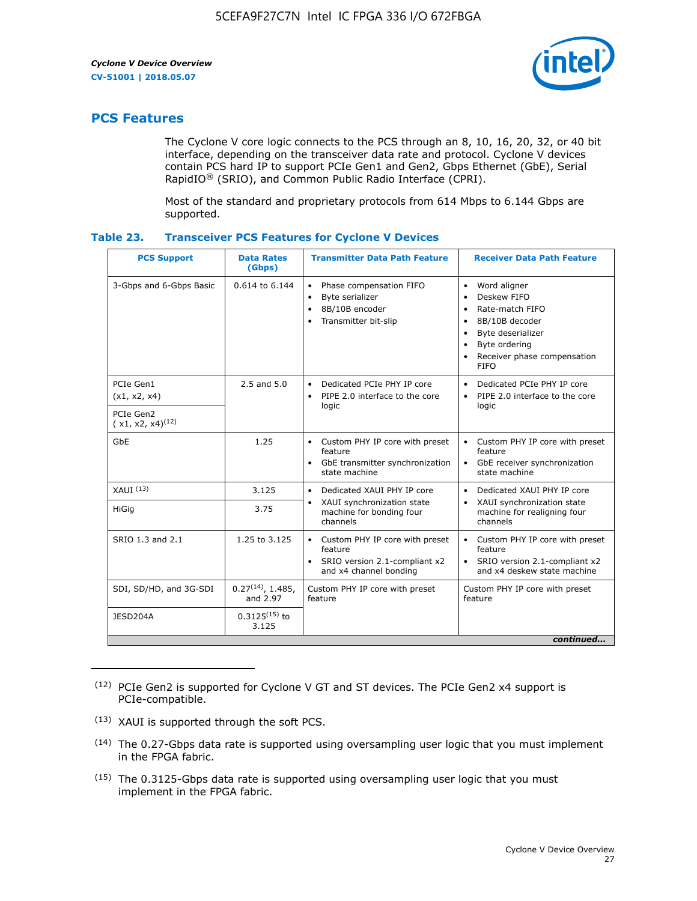## PCS Features

The Cyclone V core logic connects to the PCS through an 8, 10, 16, 20, 32, or 40 bit interface, depending on the transceiver data rate and protocol. Cyclone V devices contain PCS hard IP to support PCIe Gen1 and Gen2, Gbps Ethernet (GbE), Serial RapidIO® (SRIO), and Common Public Radio Interface (CPRI).

Most of the standard and proprietary protocols from 614 Mbps to 6.144 Gbps are supported.

**Table 23. Transceiver PCS Features for Cyclone V Devices**

| PCS Support | Data Rates (Gbps) | Transmitter Data Path Feature | Receiver Data Path Feature |
|---|---|---|---|
| 3-Gbps and 6-Gbps Basic | 0.614 to 6.144 | • Phase compensation FIFO<br>• Byte serializer<br>• 8B/10B encoder<br>• Transmitter bit-slip | • Word aligner<br>• Deskew FIFO<br>• Rate-match FIFO<br>• 8B/10B decoder<br>• Byte deserializer<br>• Byte ordering<br>• Receiver phase compensation FIFO |
| PCIe Gen1 (x1, x2, x4) | 2.5 and 5.0 | • Dedicated PCIe PHY IP core<br>• PIPE 2.0 interface to the core logic | • Dedicated PCIe PHY IP core<br>• PIPE 2.0 interface to the core logic |
| PCIe Gen2 ( x1, x2, x4)(12) | | | |
| GbE | 1.25 | • Custom PHY IP core with preset feature<br>• GbE transmitter synchronization state machine | • Custom PHY IP core with preset feature<br>• GbE receiver synchronization state machine |
| XAUI (13) | 3.125 | • Dedicated XAUI PHY IP core<br>• XAUI synchronization state machine for bonding four channels | • Dedicated XAUI PHY IP core<br>• XAUI synchronization state machine for realigning four channels |
| HiGig | 3.75 | | |
| SRIO 1.3 and 2.1 | 1.25 to 3.125 | • Custom PHY IP core with preset feature<br>• SRIO version 2.1-compliant x2 and x4 channel bonding | • Custom PHY IP core with preset feature<br>• SRIO version 2.1-compliant x2 and x4 deskew state machine |
| SDI, SD/HD, and 3G-SDI | 0.27(14), 1.485, and 2.97 | Custom PHY IP core with preset feature | Custom PHY IP core with preset feature |
| JESD204A | 0.3125(15) to 3.125 | | |

*continued...*

(12) PCIe Gen2 is supported for Cyclone V GT and ST devices. The PCIe Gen2 x4 support is PCIe-compatible.

(13) XAUI is supported through the soft PCS.

(14) The 0.27-Gbps data rate is supported using oversampling user logic that you must implement in the FPGA fabric.

(15) The 0.3125-Gbps data rate is supported using oversampling user logic that you must implement in the FPGA fabric.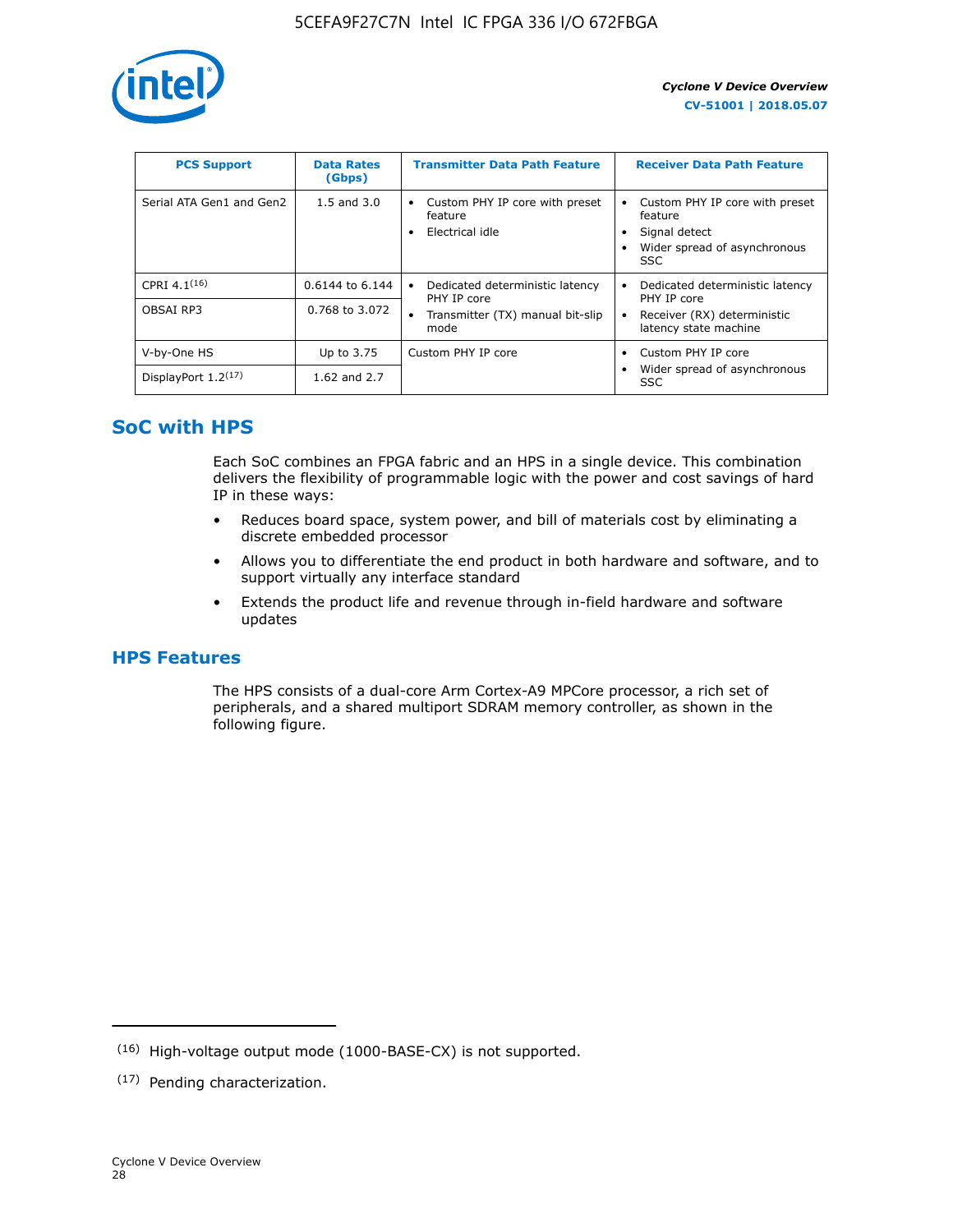| PCS Support | Data Rates (Gbps) | Transmitter Data Path Feature | Receiver Data Path Feature |
|---|---|---|---|
| Serial ATA Gen1 and Gen2 | 1.5 and 3.0 | • Custom PHY IP core with preset feature<br>• Electrical idle | • Custom PHY IP core with preset feature<br>• Signal detect<br>• Wider spread of asynchronous SSC |
| CPRI 4.1[16] | 0.6144 to 6.144 | • Dedicated deterministic latency PHY IP core<br>• Transmitter (TX) manual bit-slip mode | • Dedicated deterministic latency PHY IP core<br>• Receiver (RX) deterministic latency state machine |
| OBSAI RP3 | 0.768 to 3.072 | | |
| V-by-One HS | Up to 3.75 | Custom PHY IP core | • Custom PHY IP core<br>• Wider spread of asynchronous SSC |
| DisplayPort 1.2[17] | 1.62 and 2.7 | | |

## SoC with HPS

Each SoC combines an FPGA fabric and an HPS in a single device. This combination delivers the flexibility of programmable logic with the power and cost savings of hard IP in these ways:

- Reduces board space, system power, and bill of materials cost by eliminating a discrete embedded processor
- Allows you to differentiate the end product in both hardware and software, and to support virtually any interface standard
- Extends the product life and revenue through in-field hardware and software updates

## HPS Features

The HPS consists of a dual-core Arm Cortex-A9 MPCore processor, a rich set of peripherals, and a shared multiport SDRAM memory controller, as shown in the following figure.

(16) High-voltage output mode (1000-BASE-CX) is not supported.

(17) Pending characterization.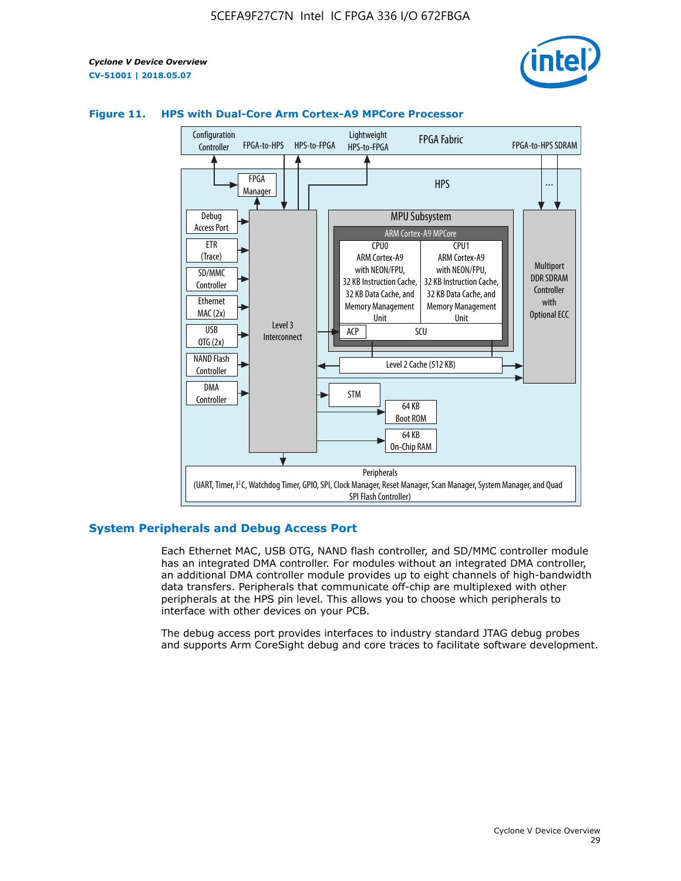**Figure 11. HPS with Dual-Core Arm Cortex-A9 MPCore Processor**

## System Peripherals and Debug Access Port

Each Ethernet MAC, USB OTG, NAND flash controller, and SD/MMC controller module has an integrated DMA controller. For modules without an integrated DMA controller, an additional DMA controller module provides up to eight channels of high-bandwidth data transfers. Peripherals that communicate off-chip are multiplexed with other peripherals at the HPS pin level. This allows you to choose which peripherals to interface with other devices on your PCB.

The debug access port provides interfaces to industry standard JTAG debug probes and supports Arm CoreSight debug and core traces to facilitate software development.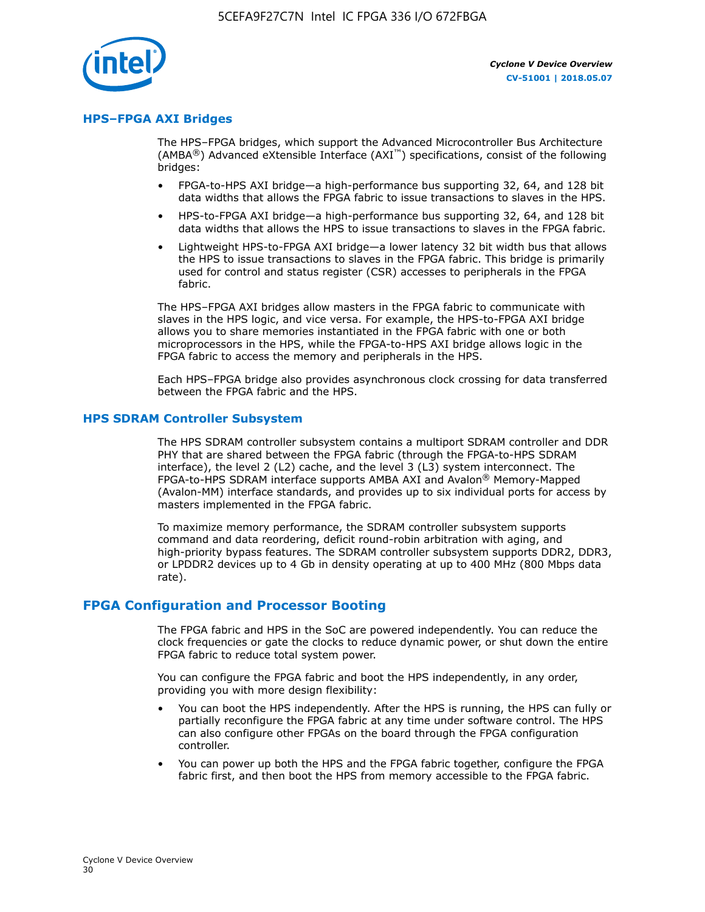## HPS–FPGA AXI Bridges

The HPS–FPGA bridges, which support the Advanced Microcontroller Bus Architecture (AMBA®) Advanced eXtensible Interface (AXI™) specifications, consist of the following bridges:

- FPGA-to-HPS AXI bridge—a high-performance bus supporting 32, 64, and 128 bit data widths that allows the FPGA fabric to issue transactions to slaves in the HPS.
- HPS-to-FPGA AXI bridge—a high-performance bus supporting 32, 64, and 128 bit data widths that allows the HPS to issue transactions to slaves in the FPGA fabric.
- Lightweight HPS-to-FPGA AXI bridge—a lower latency 32 bit width bus that allows the HPS to issue transactions to slaves in the FPGA fabric. This bridge is primarily used for control and status register (CSR) accesses to peripherals in the FPGA fabric.

The HPS–FPGA AXI bridges allow masters in the FPGA fabric to communicate with slaves in the HPS logic, and vice versa. For example, the HPS-to-FPGA AXI bridge allows you to share memories instantiated in the FPGA fabric with one or both microprocessors in the HPS, while the FPGA-to-HPS AXI bridge allows logic in the FPGA fabric to access the memory and peripherals in the HPS.

Each HPS–FPGA bridge also provides asynchronous clock crossing for data transferred between the FPGA fabric and the HPS.

## HPS SDRAM Controller Subsystem

The HPS SDRAM controller subsystem contains a multiport SDRAM controller and DDR PHY that are shared between the FPGA fabric (through the FPGA-to-HPS SDRAM interface), the level 2 (L2) cache, and the level 3 (L3) system interconnect. The FPGA-to-HPS SDRAM interface supports AMBA AXI and Avalon® Memory-Mapped (Avalon-MM) interface standards, and provides up to six individual ports for access by masters implemented in the FPGA fabric.

To maximize memory performance, the SDRAM controller subsystem supports command and data reordering, deficit round-robin arbitration with aging, and high-priority bypass features. The SDRAM controller subsystem supports DDR2, DDR3, or LPDDR2 devices up to 4 Gb in density operating at up to 400 MHz (800 Mbps data rate).

# FPGA Configuration and Processor Booting

The FPGA fabric and HPS in the SoC are powered independently. You can reduce the clock frequencies or gate the clocks to reduce dynamic power, or shut down the entire FPGA fabric to reduce total system power.

You can configure the FPGA fabric and boot the HPS independently, in any order, providing you with more design flexibility:

- You can boot the HPS independently. After the HPS is running, the HPS can fully or partially reconfigure the FPGA fabric at any time under software control. The HPS can also configure other FPGAs on the board through the FPGA configuration controller.
- You can power up both the HPS and the FPGA fabric together, configure the FPGA fabric first, and then boot the HPS from memory accessible to the FPGA fabric.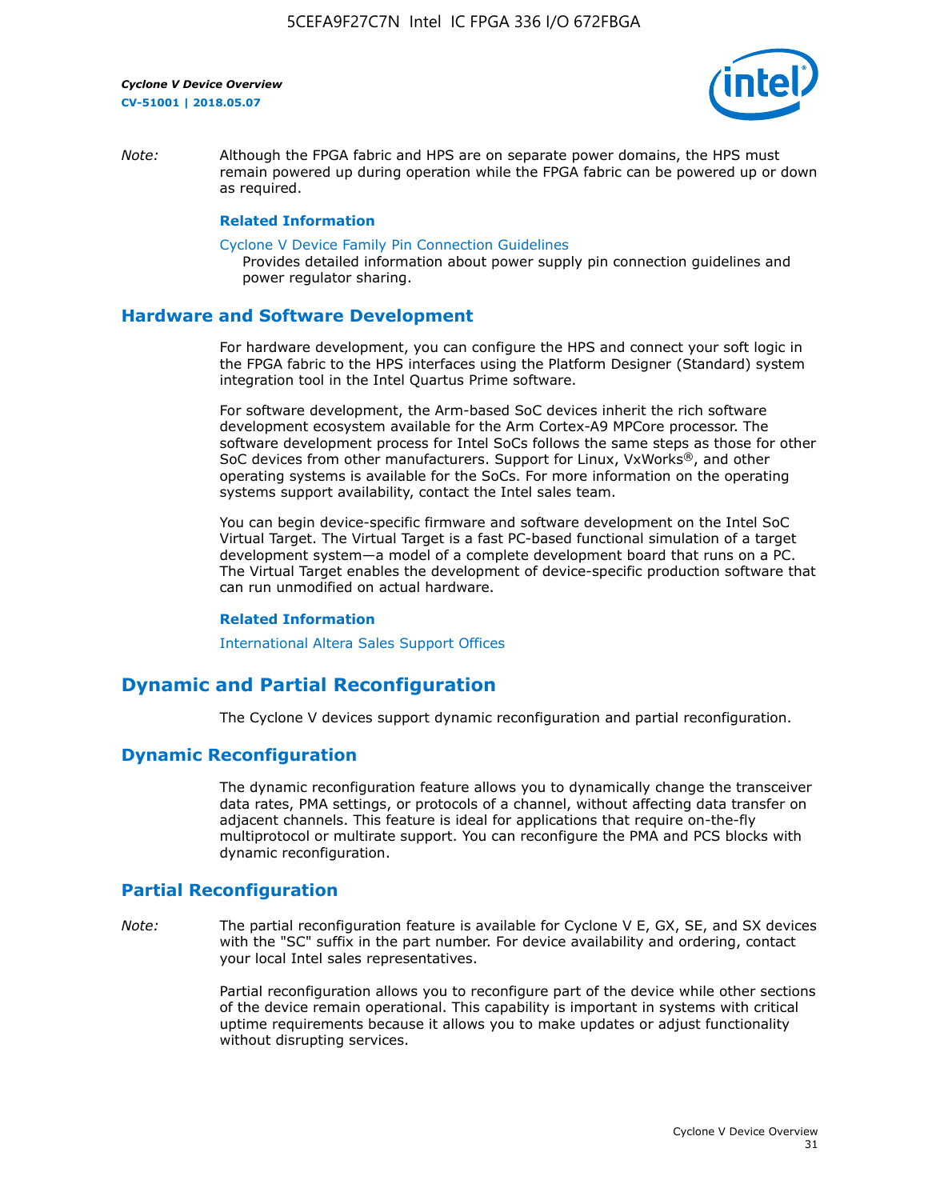*Note:* Although the FPGA fabric and HPS are on separate power domains, the HPS must remain powered up during operation while the FPGA fabric can be powered up or down as required.

**Related Information**

Cyclone V Device Family Pin Connection Guidelines
Provides detailed information about power supply pin connection guidelines and power regulator sharing.

## Hardware and Software Development

For hardware development, you can configure the HPS and connect your soft logic in the FPGA fabric to the HPS interfaces using the Platform Designer (Standard) system integration tool in the Intel Quartus Prime software.

For software development, the Arm-based SoC devices inherit the rich software development ecosystem available for the Arm Cortex-A9 MPCore processor. The software development process for Intel SoCs follows the same steps as those for other SoC devices from other manufacturers. Support for Linux, VxWorks®, and other operating systems is available for the SoCs. For more information on the operating systems support availability, contact the Intel sales team.

You can begin device-specific firmware and software development on the Intel SoC Virtual Target. The Virtual Target is a fast PC-based functional simulation of a target development system—a model of a complete development board that runs on a PC. The Virtual Target enables the development of device-specific production software that can run unmodified on actual hardware.

**Related Information**

International Altera Sales Support Offices

# Dynamic and Partial Reconfiguration

The Cyclone V devices support dynamic reconfiguration and partial reconfiguration.

## Dynamic Reconfiguration

The dynamic reconfiguration feature allows you to dynamically change the transceiver data rates, PMA settings, or protocols of a channel, without affecting data transfer on adjacent channels. This feature is ideal for applications that require on-the-fly multiprotocol or multirate support. You can reconfigure the PMA and PCS blocks with dynamic reconfiguration.

## Partial Reconfiguration

*Note:* The partial reconfiguration feature is available for Cyclone V E, GX, SE, and SX devices with the "SC" suffix in the part number. For device availability and ordering, contact your local Intel sales representatives.

Partial reconfiguration allows you to reconfigure part of the device while other sections of the device remain operational. This capability is important in systems with critical uptime requirements because it allows you to make updates or adjust functionality without disrupting services.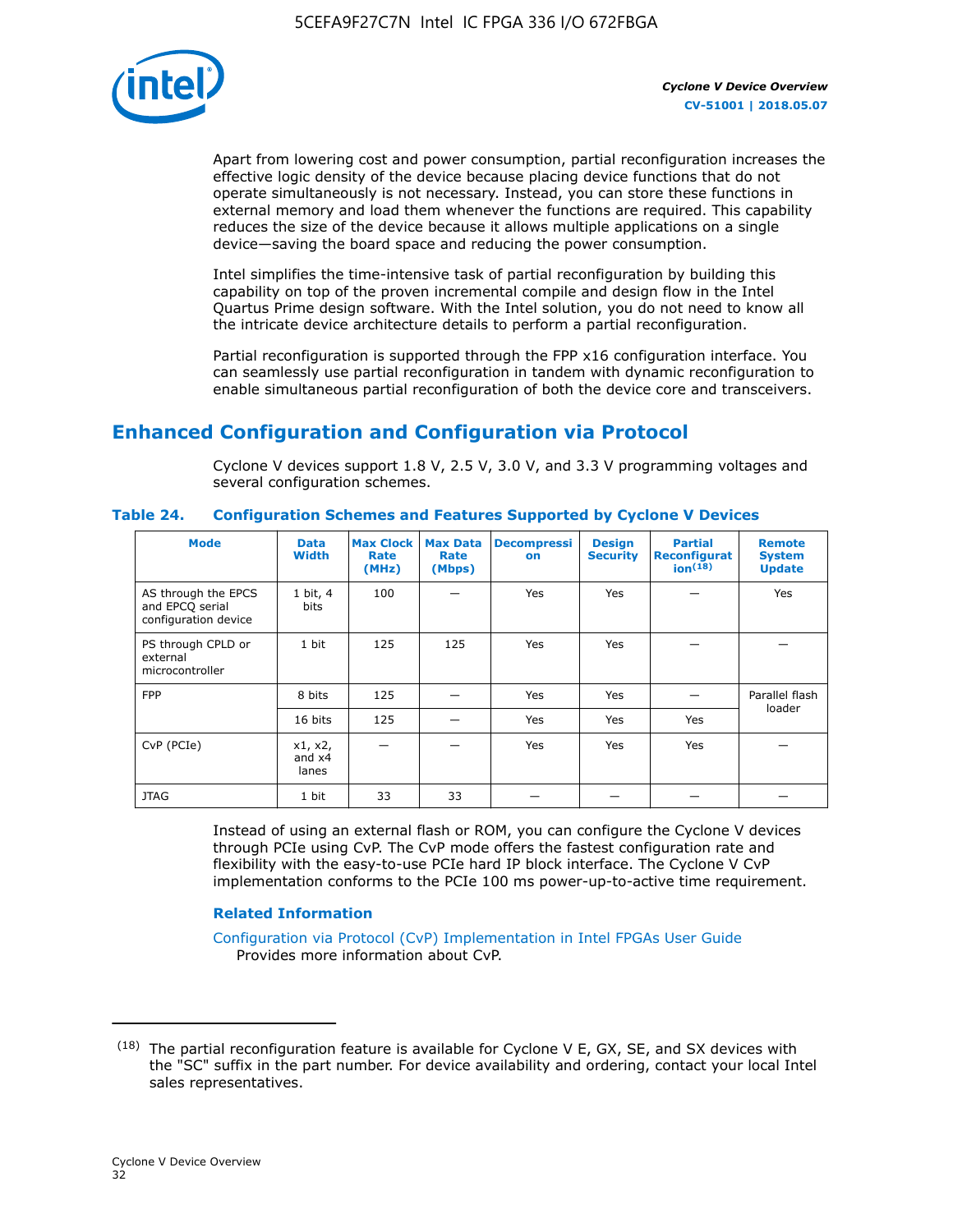Apart from lowering cost and power consumption, partial reconfiguration increases the effective logic density of the device because placing device functions that do not operate simultaneously is not necessary. Instead, you can store these functions in external memory and load them whenever the functions are required. This capability reduces the size of the device because it allows multiple applications on a single device—saving the board space and reducing the power consumption.

Intel simplifies the time-intensive task of partial reconfiguration by building this capability on top of the proven incremental compile and design flow in the Intel Quartus Prime design software. With the Intel solution, you do not need to know all the intricate device architecture details to perform a partial reconfiguration.

Partial reconfiguration is supported through the FPP x16 configuration interface. You can seamlessly use partial reconfiguration in tandem with dynamic reconfiguration to enable simultaneous partial reconfiguration of both the device core and transceivers.

## Enhanced Configuration and Configuration via Protocol

Cyclone V devices support 1.8 V, 2.5 V, 3.0 V, and 3.3 V programming voltages and several configuration schemes.

**Table 24. Configuration Schemes and Features Supported by Cyclone V Devices**

| Mode | Data Width | Max Clock Rate (MHz) | Max Data Rate (Mbps) | Decompression | Design Security | Partial Reconfiguration[18] | Remote System Update |
|---|---|---|---|---|---|---|---|
| AS through the EPCS and EPCQ serial configuration device | 1 bit, 4 bits | 100 | — | Yes | Yes | — | Yes |
| PS through CPLD or external microcontroller | 1 bit | 125 | 125 | Yes | Yes | — | — |
| FPP | 8 bits | 125 | — | Yes | Yes | — | Parallel flash loader |
| | 16 bits | 125 | — | Yes | Yes | Yes | |
| CvP (PCIe) | x1, x2, and x4 lanes | — | — | Yes | Yes | Yes | — |
| JTAG | 1 bit | 33 | 33 | — | — | — | — |

Instead of using an external flash or ROM, you can configure the Cyclone V devices through PCIe using CvP. The CvP mode offers the fastest configuration rate and flexibility with the easy-to-use PCIe hard IP block interface. The Cyclone V CvP implementation conforms to the PCIe 100 ms power-up-to-active time requirement.

### Related Information

Configuration via Protocol (CvP) Implementation in Intel FPGAs User Guide
Provides more information about CvP.

---

[18] The partial reconfiguration feature is available for Cyclone V E, GX, SE, and SX devices with the "SC" suffix in the part number. For device availability and ordering, contact your local Intel sales representatives.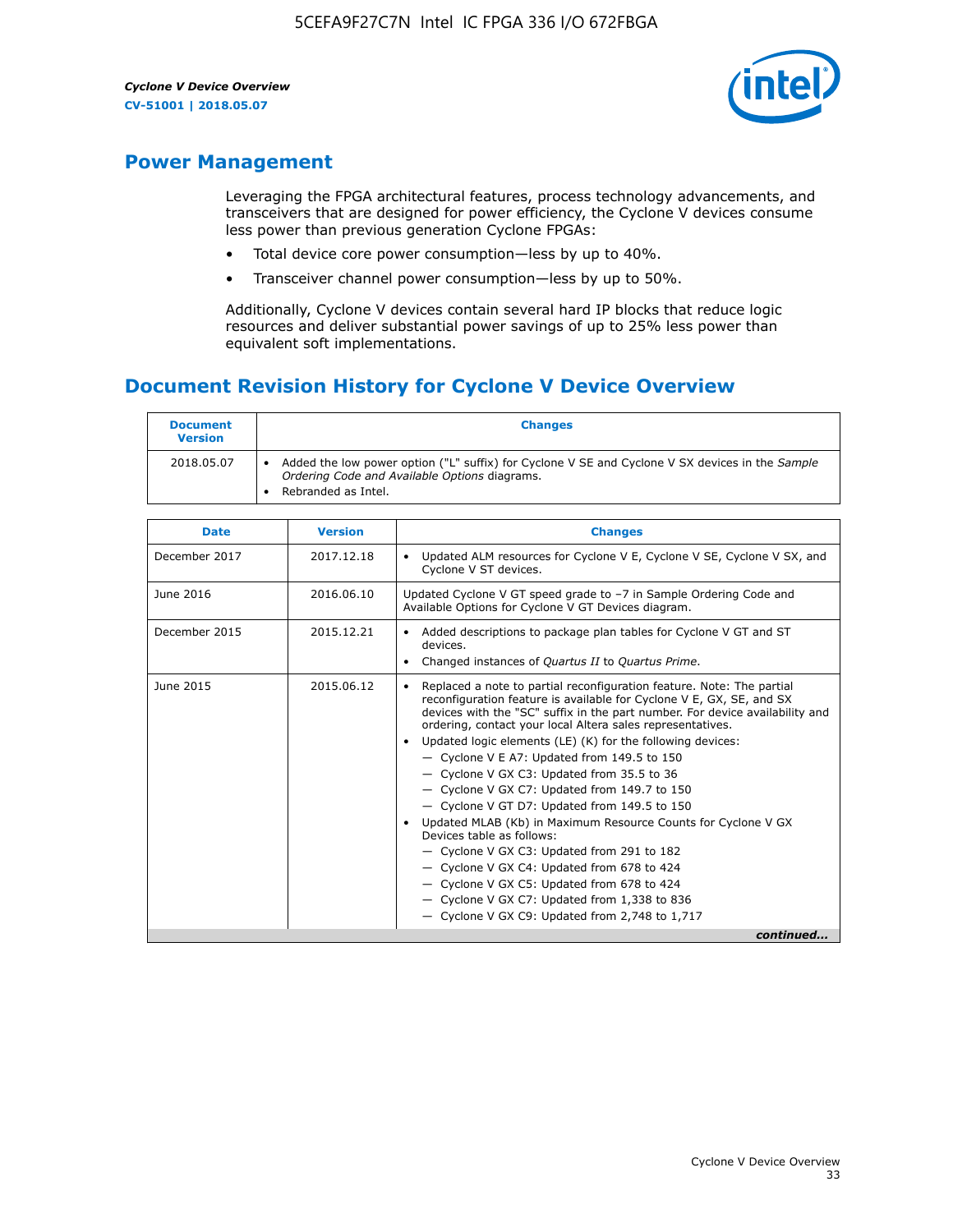## Power Management

Leveraging the FPGA architectural features, process technology advancements, and transceivers that are designed for power efficiency, the Cyclone V devices consume less power than previous generation Cyclone FPGAs:

- Total device core power consumption—less by up to 40%.
- Transceiver channel power consumption—less by up to 50%.

Additionally, Cyclone V devices contain several hard IP blocks that reduce logic resources and deliver substantial power savings of up to 25% less power than equivalent soft implementations.

## Document Revision History for Cyclone V Device Overview

| Document Version | Changes |
| --- | --- |
| 2018.05.07 | • Added the low power option ("L" suffix) for Cyclone V SE and Cyclone V SX devices in the *Sample Ordering Code and Available Options* diagrams.<br>• Rebranded as Intel. |

| Date | Version | Changes |
| --- | --- | --- |
| December 2017 | 2017.12.18 | • Updated ALM resources for Cyclone V E, Cyclone V SE, Cyclone V SX, and Cyclone V ST devices. |
| June 2016 | 2016.06.10 | Updated Cyclone V GT speed grade to −7 in Sample Ordering Code and Available Options for Cyclone V GT Devices diagram. |
| December 2015 | 2015.12.21 | • Added descriptions to package plan tables for Cyclone V GT and ST devices.<br>• Changed instances of *Quartus II* to *Quartus Prime*. |
| June 2015 | 2015.06.12 | • Replaced a note to partial reconfiguration feature. Note: The partial reconfiguration feature is available for Cyclone V E, GX, SE, and SX devices with the "SC" suffix in the part number. For device availability and ordering, contact your local Altera sales representatives.<br>• Updated logic elements (LE) (K) for the following devices:<br>— Cyclone V E A7: Updated from 149.5 to 150<br>— Cyclone V GX C3: Updated from 35.5 to 36<br>— Cyclone V GX C7: Updated from 149.7 to 150<br>— Cyclone V GT D7: Updated from 149.5 to 150<br>• Updated MLAB (Kb) in Maximum Resource Counts for Cyclone V GX Devices table as follows:<br>— Cyclone V GX C3: Updated from 291 to 182<br>— Cyclone V GX C4: Updated from 678 to 424<br>— Cyclone V GX C5: Updated from 678 to 424<br>— Cyclone V GX C7: Updated from 1,338 to 836<br>— Cyclone V GX C9: Updated from 2,748 to 1,717 |

*continued...*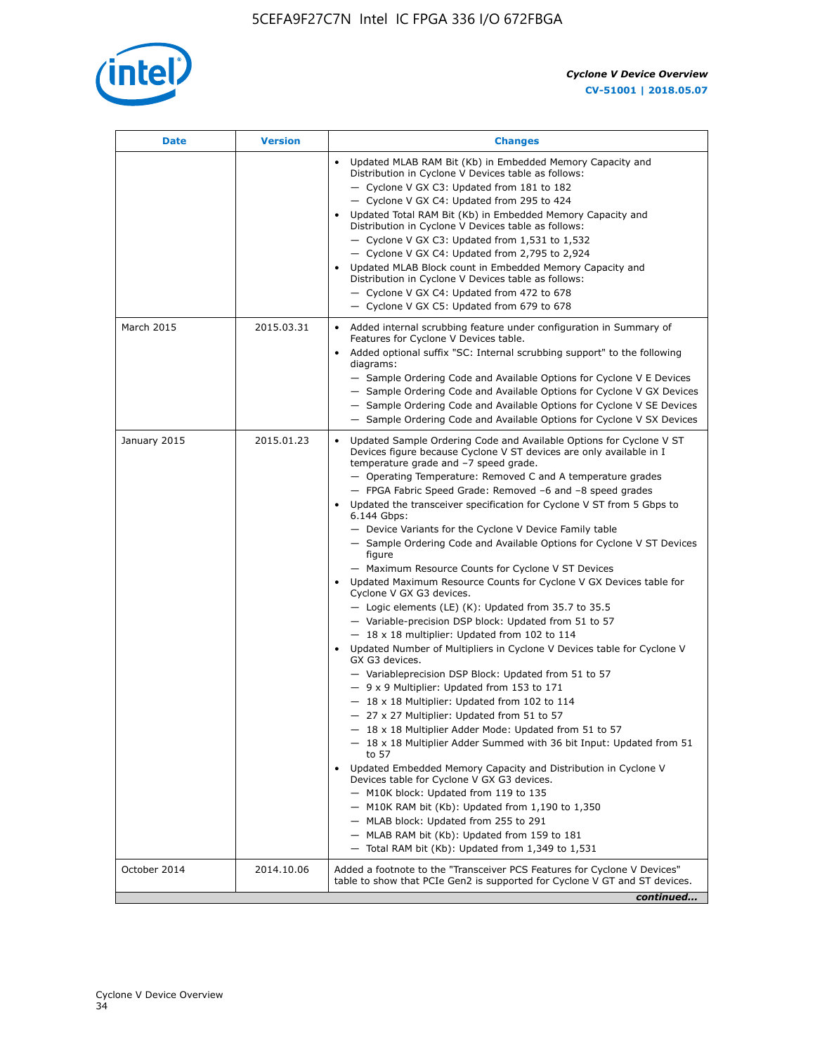| Date | Version | Changes |
| --- | --- | --- |
| | | • Updated MLAB RAM Bit (Kb) in Embedded Memory Capacity and Distribution in Cyclone V Devices table as follows:<br>— Cyclone V GX C3: Updated from 181 to 182<br>— Cyclone V GX C4: Updated from 295 to 424<br>• Updated Total RAM Bit (Kb) in Embedded Memory Capacity and Distribution in Cyclone V Devices table as follows:<br>— Cyclone V GX C3: Updated from 1,531 to 1,532<br>— Cyclone V GX C4: Updated from 2,795 to 2,924<br>• Updated MLAB Block count in Embedded Memory Capacity and Distribution in Cyclone V Devices table as follows:<br>— Cyclone V GX C4: Updated from 472 to 678<br>— Cyclone V GX C5: Updated from 679 to 678 |
| March 2015 | 2015.03.31 | • Added internal scrubbing feature under configuration in Summary of Features for Cyclone V Devices table.<br>• Added optional suffix "SC: Internal scrubbing support" to the following diagrams:<br>— Sample Ordering Code and Available Options for Cyclone V E Devices<br>— Sample Ordering Code and Available Options for Cyclone V GX Devices<br>— Sample Ordering Code and Available Options for Cyclone V SE Devices<br>— Sample Ordering Code and Available Options for Cyclone V SX Devices |
| January 2015 | 2015.01.23 | • Updated Sample Ordering Code and Available Options for Cyclone V ST Devices figure because Cyclone V ST devices are only available in I temperature grade and −7 speed grade.<br>— Operating Temperature: Removed C and A temperature grades<br>— FPGA Fabric Speed Grade: Removed −6 and −8 speed grades<br>• Updated the transceiver specification for Cyclone V ST from 5 Gbps to 6.144 Gbps:<br>— Device Variants for the Cyclone V Device Family table<br>— Sample Ordering Code and Available Options for Cyclone V ST Devices figure<br>— Maximum Resource Counts for Cyclone V ST Devices<br>• Updated Maximum Resource Counts for Cyclone V GX Devices table for Cyclone V GX G3 devices.<br>— Logic elements (LE) (K): Updated from 35.7 to 35.5<br>— Variable-precision DSP block: Updated from 51 to 57<br>— 18 x 18 multiplier: Updated from 102 to 114<br>• Updated Number of Multipliers in Cyclone V Devices table for Cyclone V GX G3 devices.<br>— Variableprecision DSP Block: Updated from 51 to 57<br>— 9 x 9 Multiplier: Updated from 153 to 171<br>— 18 x 18 Multiplier: Updated from 102 to 114<br>— 27 x 27 Multiplier: Updated from 51 to 57<br>— 18 x 18 Multiplier Adder Mode: Updated from 51 to 57<br>— 18 x 18 Multiplier Adder Summed with 36 bit Input: Updated from 51 to 57<br>• Updated Embedded Memory Capacity and Distribution in Cyclone V Devices table for Cyclone V GX G3 devices.<br>— M10K block: Updated from 119 to 135<br>— M10K RAM bit (Kb): Updated from 1,190 to 1,350<br>— MLAB block: Updated from 255 to 291<br>— MLAB RAM bit (Kb): Updated from 159 to 181<br>— Total RAM bit (Kb): Updated from 1,349 to 1,531 |
| October 2014 | 2014.10.06 | Added a footnote to the "Transceiver PCS Features for Cyclone V Devices" table to show that PCIe Gen2 is supported for Cyclone V GT and ST devices. |

*continued...*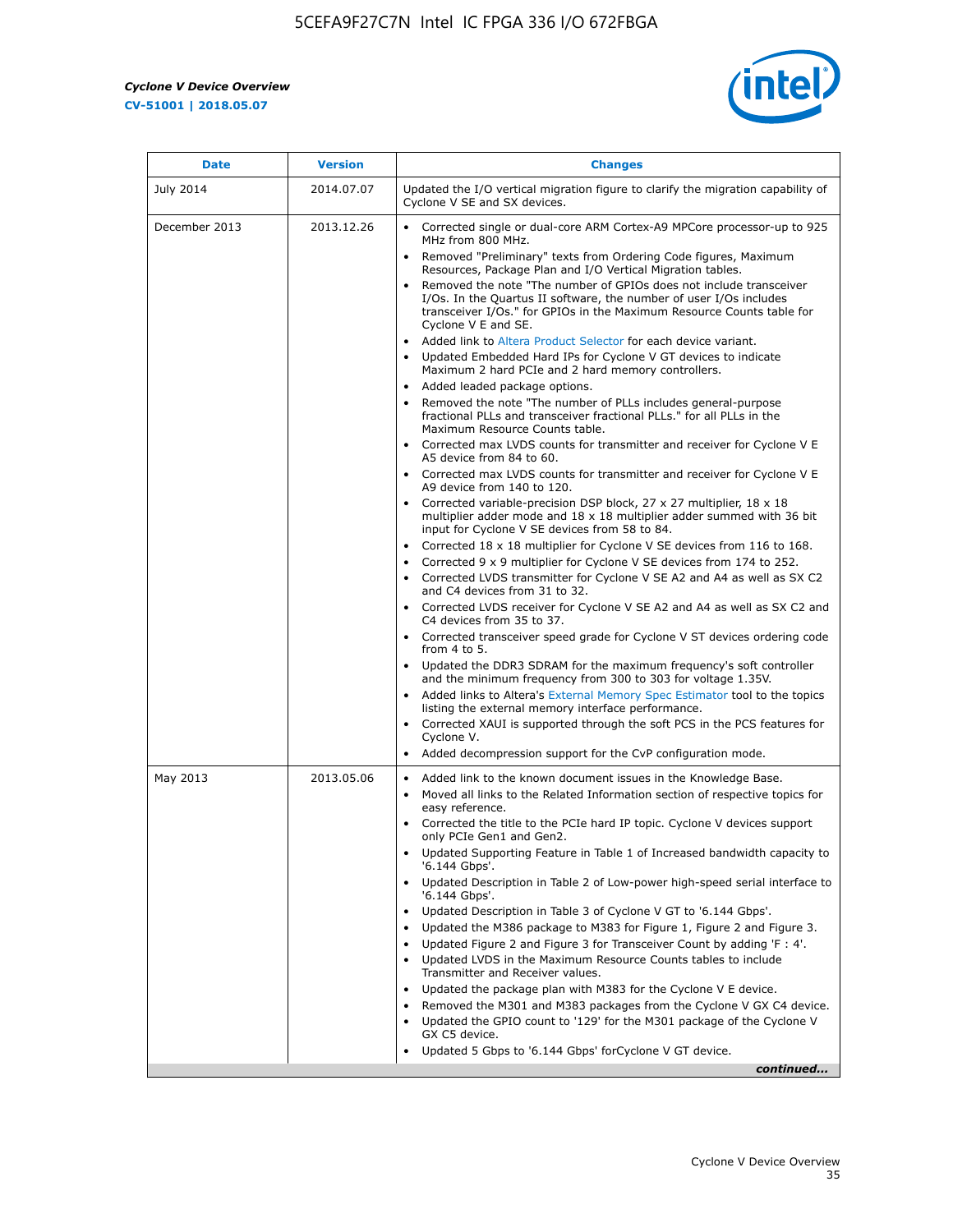| Date | Version | Changes |
| --- | --- | --- |
| July 2014 | 2014.07.07 | Updated the I/O vertical migration figure to clarify the migration capability of Cyclone V SE and SX devices. |
| December 2013 | 2013.12.26 | • Corrected single or dual-core ARM Cortex-A9 MPCore processor-up to 925 MHz from 800 MHz.<br>• Removed "Preliminary" texts from Ordering Code figures, Maximum Resources, Package Plan and I/O Vertical Migration tables.<br>• Removed the note "The number of GPIOs does not include transceiver I/Os. In the Quartus II software, the number of user I/Os includes transceiver I/Os." for GPIOs in the Maximum Resource Counts table for Cyclone V E and SE.<br>• Added link to Altera Product Selector for each device variant.<br>• Updated Embedded Hard IPs for Cyclone V GT devices to indicate Maximum 2 hard PCIe and 2 hard memory controllers.<br>• Added leaded package options.<br>• Removed the note "The number of PLLs includes general-purpose fractional PLLs and transceiver fractional PLLs." for all PLLs in the Maximum Resource Counts table.<br>• Corrected max LVDS counts for transmitter and receiver for Cyclone V E A5 device from 84 to 60.<br>• Corrected max LVDS counts for transmitter and receiver for Cyclone V E A9 device from 140 to 120.<br>• Corrected variable-precision DSP block, 27 x 27 multiplier, 18 x 18 multiplier adder mode and 18 x 18 multiplier adder summed with 36 bit input for Cyclone V SE devices from 58 to 84.<br>• Corrected 18 x 18 multiplier for Cyclone V SE devices from 116 to 168.<br>• Corrected 9 x 9 multiplier for Cyclone V SE devices from 174 to 252.<br>• Corrected LVDS transmitter for Cyclone V SE A2 and A4 as well as SX C2 and C4 devices from 31 to 32.<br>• Corrected LVDS receiver for Cyclone V SE A2 and A4 as well as SX C2 and C4 devices from 35 to 37.<br>• Corrected transceiver speed grade for Cyclone V ST devices ordering code from 4 to 5.<br>• Updated the DDR3 SDRAM for the maximum frequency's soft controller and the minimum frequency from 300 to 303 for voltage 1.35V.<br>• Added links to Altera's External Memory Spec Estimator tool to the topics listing the external memory interface performance.<br>• Corrected XAUI is supported through the soft PCS in the PCS features for Cyclone V.<br>• Added decompression support for the CvP configuration mode. |
| May 2013 | 2013.05.06 | • Added link to the known document issues in the Knowledge Base.<br>• Moved all links to the Related Information section of respective topics for easy reference.<br>• Corrected the title to the PCIe hard IP topic. Cyclone V devices support only PCIe Gen1 and Gen2.<br>• Updated Supporting Feature in Table 1 of Increased bandwidth capacity to '6.144 Gbps'.<br>• Updated Description in Table 2 of Low-power high-speed serial interface to '6.144 Gbps'.<br>• Updated Description in Table 3 of Cyclone V GT to '6.144 Gbps'.<br>• Updated the M386 package to M383 for Figure 1, Figure 2 and Figure 3.<br>• Updated Figure 2 and Figure 3 for Transceiver Count by adding 'F : 4'.<br>• Updated LVDS in the Maximum Resource Counts tables to include Transmitter and Receiver values.<br>• Updated the package plan with M383 for the Cyclone V E device.<br>• Removed the M301 and M383 packages from the Cyclone V GX C4 device.<br>• Updated the GPIO count to '129' for the M301 package of the Cyclone V GX C5 device.<br>• Updated 5 Gbps to '6.144 Gbps' forCyclone V GT device. |

*continued...*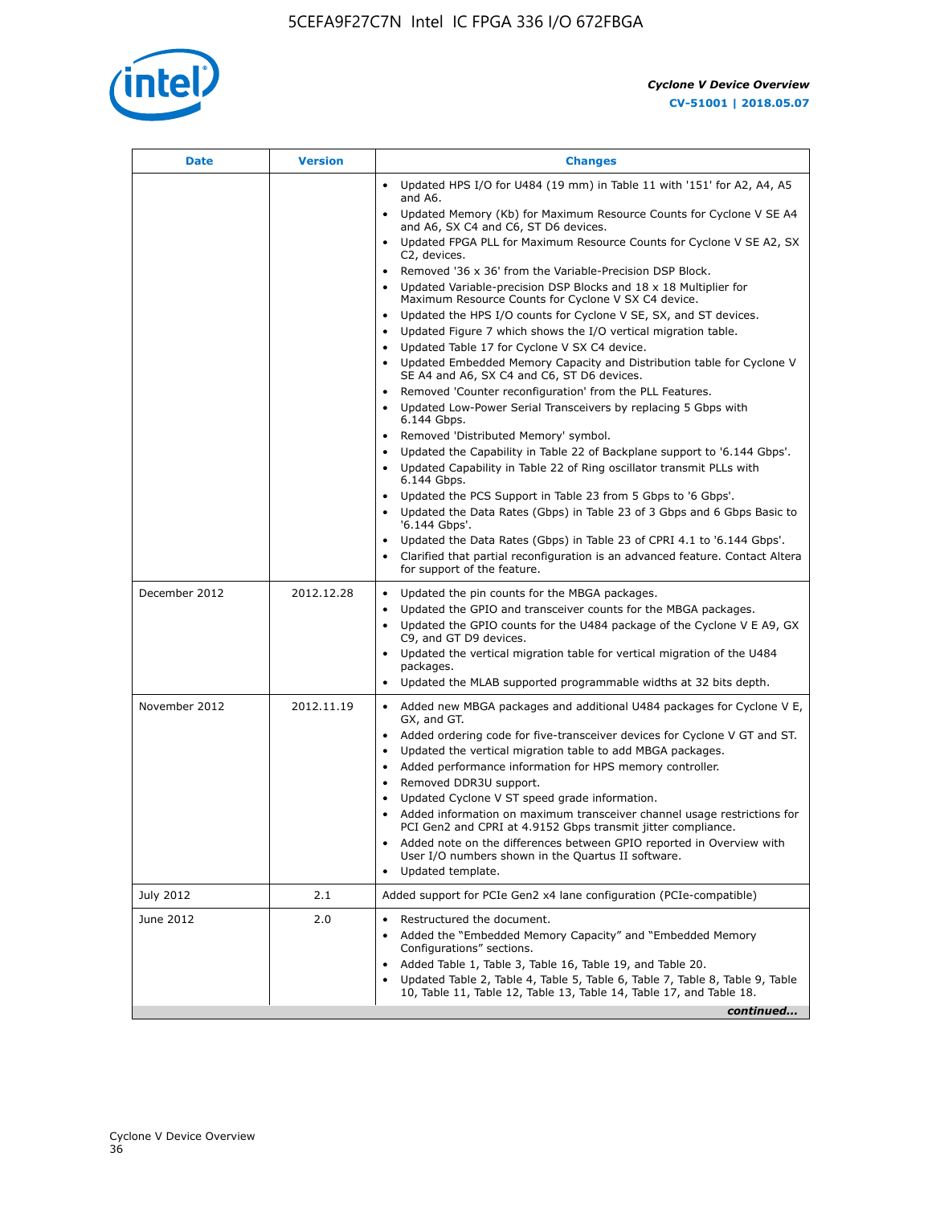| Date | Version | Changes |
| --- | --- | --- |
| | | • Updated HPS I/O for U484 (19 mm) in Table 11 with '151' for A2, A4, A5 and A6.<br>• Updated Memory (Kb) for Maximum Resource Counts for Cyclone V SE A4 and A6, SX C4 and C6, ST D6 devices.<br>• Updated FPGA PLL for Maximum Resource Counts for Cyclone V SE A2, SX C2, devices.<br>• Removed '36 x 36' from the Variable-Precision DSP Block.<br>• Updated Variable-precision DSP Blocks and 18 x 18 Multiplier for Maximum Resource Counts for Cyclone V SX C4 device.<br>• Updated the HPS I/O counts for Cyclone V SE, SX, and ST devices.<br>• Updated Figure 7 which shows the I/O vertical migration table.<br>• Updated Table 17 for Cyclone V SX C4 device.<br>• Updated Embedded Memory Capacity and Distribution table for Cyclone V SE A4 and A6, SX C4 and C6, ST D6 devices.<br>• Removed 'Counter reconfiguration' from the PLL Features.<br>• Updated Low-Power Serial Transceivers by replacing 5 Gbps with 6.144 Gbps.<br>• Removed 'Distributed Memory' symbol.<br>• Updated the Capability in Table 22 of Backplane support to '6.144 Gbps'.<br>• Updated Capability in Table 22 of Ring oscillator transmit PLLs with 6.144 Gbps.<br>• Updated the PCS Support in Table 23 from 5 Gbps to '6 Gbps'.<br>• Updated the Data Rates (Gbps) in Table 23 of 3 Gbps and 6 Gbps Basic to '6.144 Gbps'.<br>• Updated the Data Rates (Gbps) in Table 23 of CPRI 4.1 to '6.144 Gbps'.<br>• Clarified that partial reconfiguration is an advanced feature. Contact Altera for support of the feature. |
| December 2012 | 2012.12.28 | • Updated the pin counts for the MBGA packages.<br>• Updated the GPIO and transceiver counts for the MBGA packages.<br>• Updated the GPIO counts for the U484 package of the Cyclone V E A9, GX C9, and GT D9 devices.<br>• Updated the vertical migration table for vertical migration of the U484 packages.<br>• Updated the MLAB supported programmable widths at 32 bits depth. |
| November 2012 | 2012.11.19 | • Added new MBGA packages and additional U484 packages for Cyclone V E, GX, and GT.<br>• Added ordering code for five-transceiver devices for Cyclone V GT and ST.<br>• Updated the vertical migration table to add MBGA packages.<br>• Added performance information for HPS memory controller.<br>• Removed DDR3U support.<br>• Updated Cyclone V ST speed grade information.<br>• Added information on maximum transceiver channel usage restrictions for PCI Gen2 and CPRI at 4.9152 Gbps transmit jitter compliance.<br>• Added note on the differences between GPIO reported in Overview with User I/O numbers shown in the Quartus II software.<br>• Updated template. |
| July 2012 | 2.1 | Added support for PCIe Gen2 x4 lane configuration (PCIe-compatible) |
| June 2012 | 2.0 | • Restructured the document.<br>• Added the "Embedded Memory Capacity" and "Embedded Memory Configurations" sections.<br>• Added Table 1, Table 3, Table 16, Table 19, and Table 20.<br>• Updated Table 2, Table 4, Table 5, Table 6, Table 7, Table 8, Table 9, Table 10, Table 11, Table 12, Table 13, Table 14, Table 17, and Table 18. |

*continued...*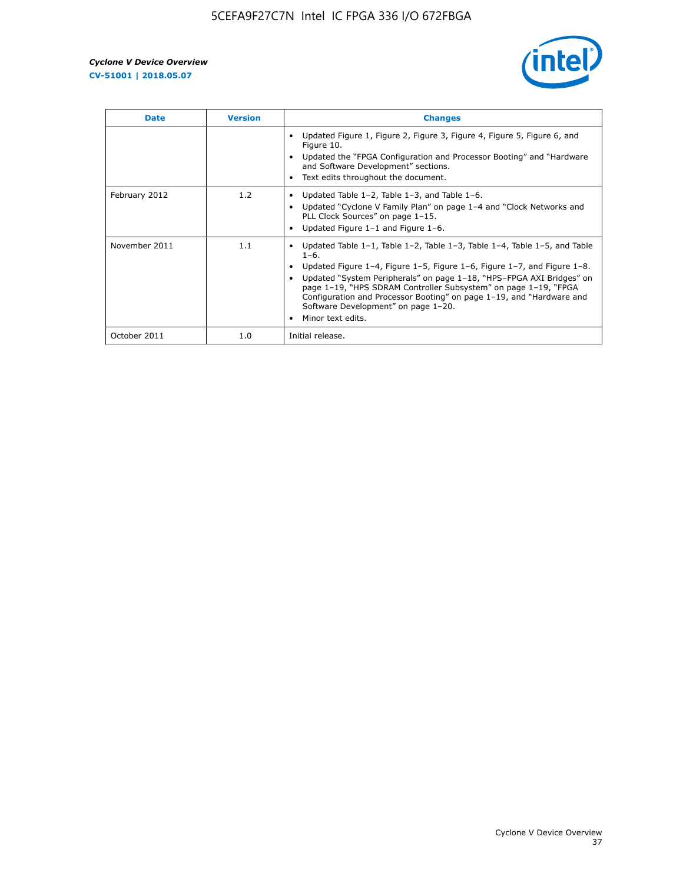| Date | Version | Changes |
| --- | --- | --- |
| | | • Updated Figure 1, Figure 2, Figure 3, Figure 4, Figure 5, Figure 6, and Figure 10.<br>• Updated the "FPGA Configuration and Processor Booting" and "Hardware and Software Development" sections.<br>• Text edits throughout the document. |
| February 2012 | 1.2 | • Updated Table 1–2, Table 1–3, and Table 1–6.<br>• Updated "Cyclone V Family Plan" on page 1–4 and "Clock Networks and PLL Clock Sources" on page 1–15.<br>• Updated Figure 1–1 and Figure 1–6. |
| November 2011 | 1.1 | • Updated Table 1–1, Table 1–2, Table 1–3, Table 1–4, Table 1–5, and Table 1–6.<br>• Updated Figure 1–4, Figure 1–5, Figure 1–6, Figure 1–7, and Figure 1–8.<br>• Updated "System Peripherals" on page 1–18, "HPS–FPGA AXI Bridges" on page 1–19, "HPS SDRAM Controller Subsystem" on page 1–19, "FPGA Configuration and Processor Booting" on page 1–19, and "Hardware and Software Development" on page 1–20.<br>• Minor text edits. |
| October 2011 | 1.0 | Initial release. |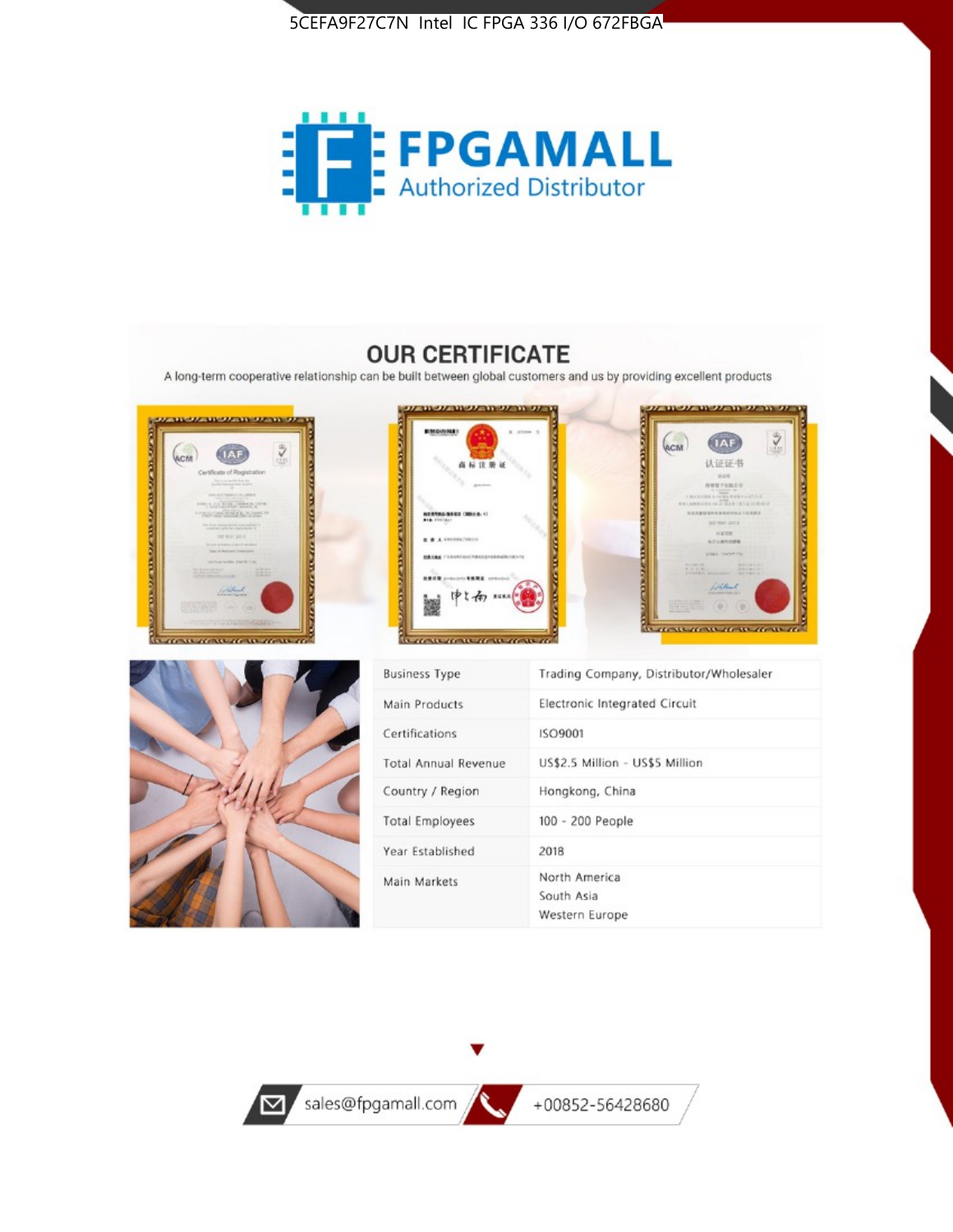FPGAMALL
Authorized Distributor

## OUR CERTIFICATE

A long-term cooperative relationship can be built between global customers and us by providing excellent products

| | |
|---|---|
| Business Type | Trading Company, Distributor/Wholesaler |
| Main Products | Electronic Integrated Circuit |
| Certifications | ISO9001 |
| Total Annual Revenue | US$2.5 Million - US$5 Million |
| Country / Region | Hongkong, China |
| Total Employees | 100 - 200 People |
| Year Established | 2018 |
| Main Markets | North America<br>South Asia<br>Western Europe |

sales@fpgamall.com +00852-56428680